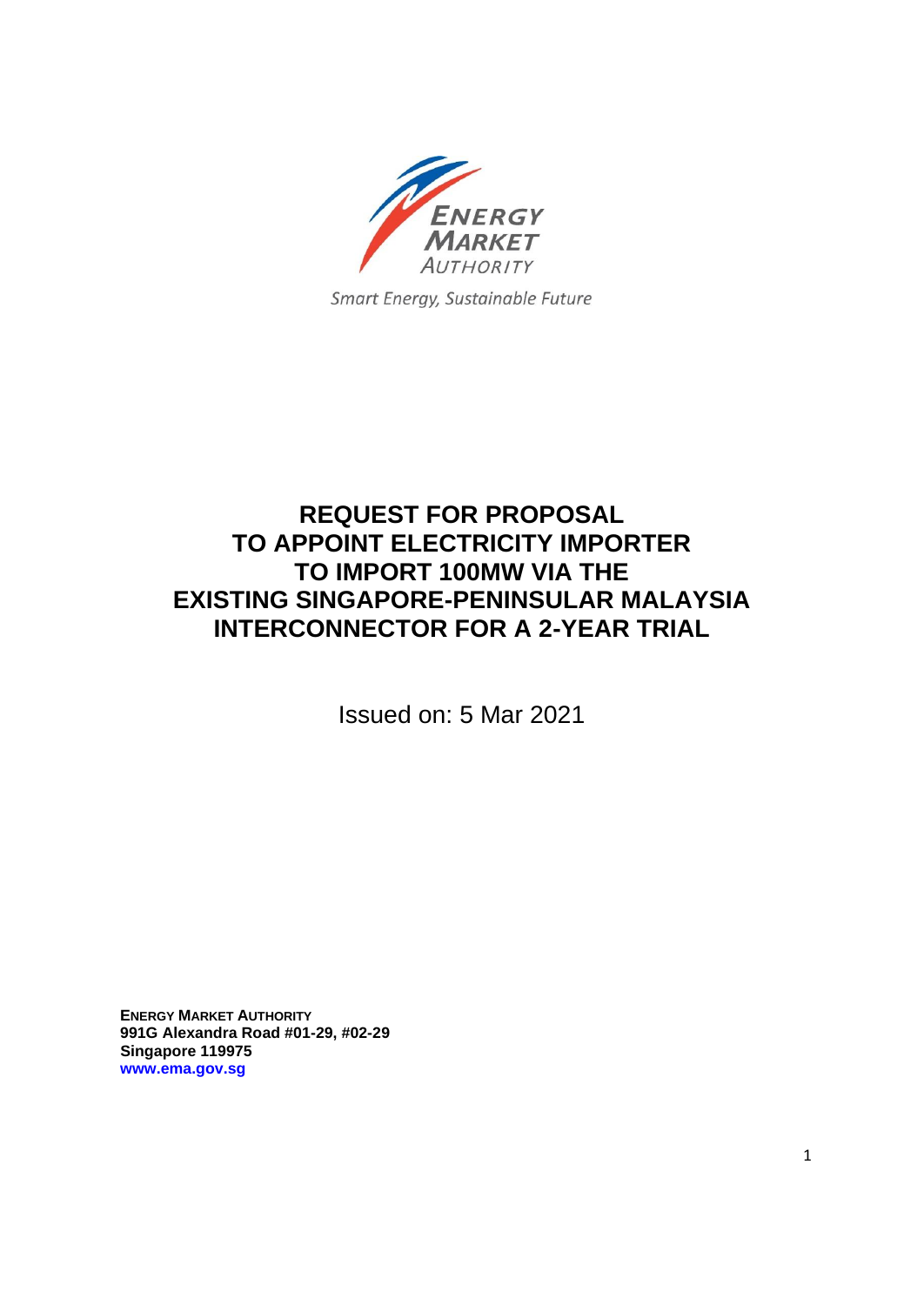ENERGY MARKET AUTHORITY

Smart Energy, Sustainable Future

# REQUEST FOR PROPOSAL TO APPOINT ELECTRICITY IMPORTER TO IMPORT 100MW VIA THE EXISTING SINGAPORE-PENINSULAR MALAYSIA INTERCONNECTOR FOR A 2-YEAR TRIAL

Issued on: 5 Mar 2021

**ENERGY MARKET AUTHORITY**
**991G Alexandra Road #01-29, #02-29**
**Singapore 119975**
**www.ema.gov.sg**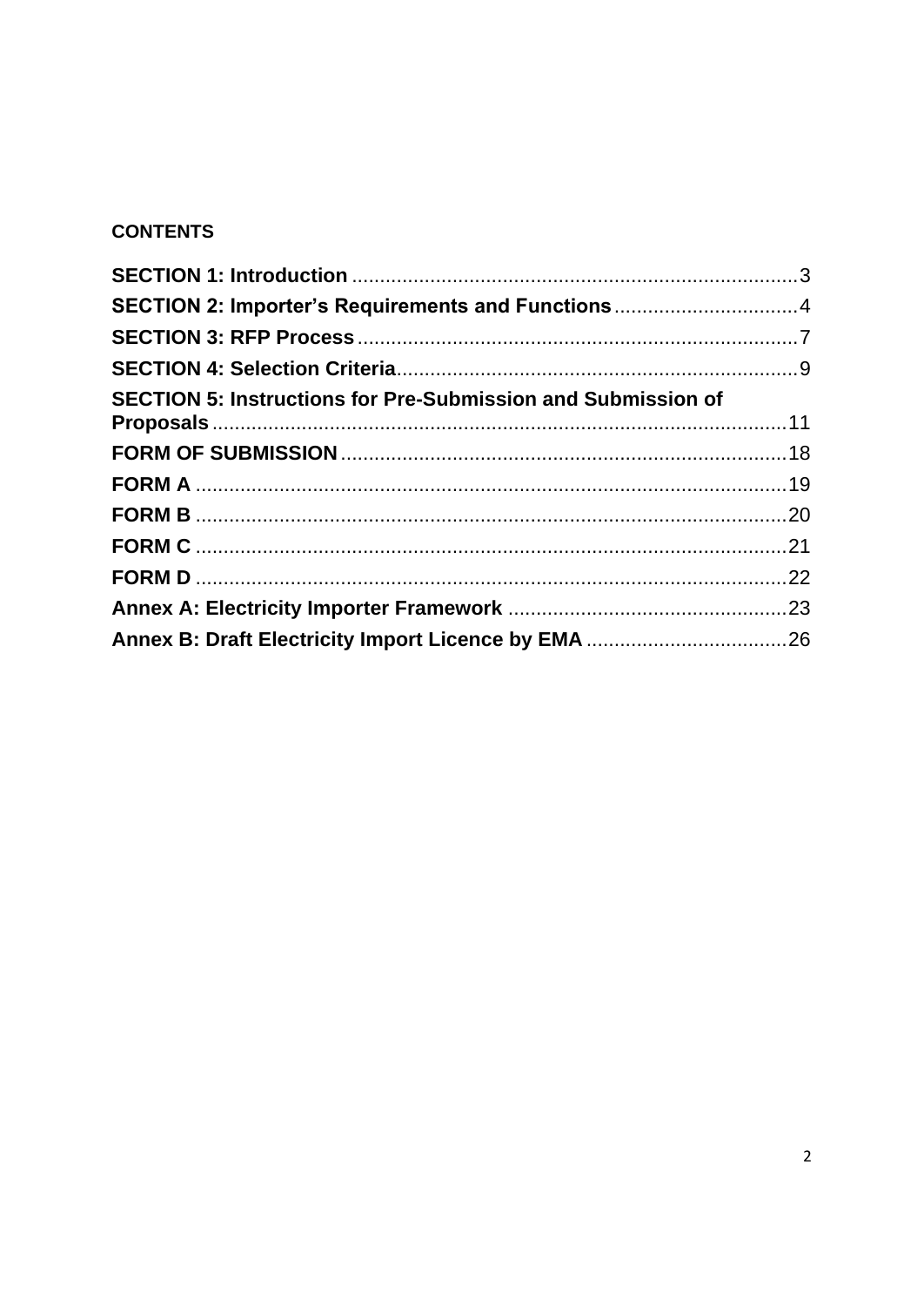**CONTENTS**

**SECTION 1: Introduction** ........................................................................... 3
**SECTION 2: Importer's Requirements and Functions** ................................. 4
**SECTION 3: RFP Process** ........................................................................... 7
**SECTION 4: Selection Criteria** ..................................................................... 9
**SECTION 5: Instructions for Pre-Submission and Submission of Proposals** ........................................................................................................ 11
**FORM OF SUBMISSION** .............................................................................. 18
**FORM A** ........................................................................................................ 19
**FORM B** ........................................................................................................ 20
**FORM C** ........................................................................................................ 21
**FORM D** ........................................................................................................ 22
**Annex A: Electricity Importer Framework** .................................................. 23
**Annex B: Draft Electricity Import Licence by EMA** .................................... 26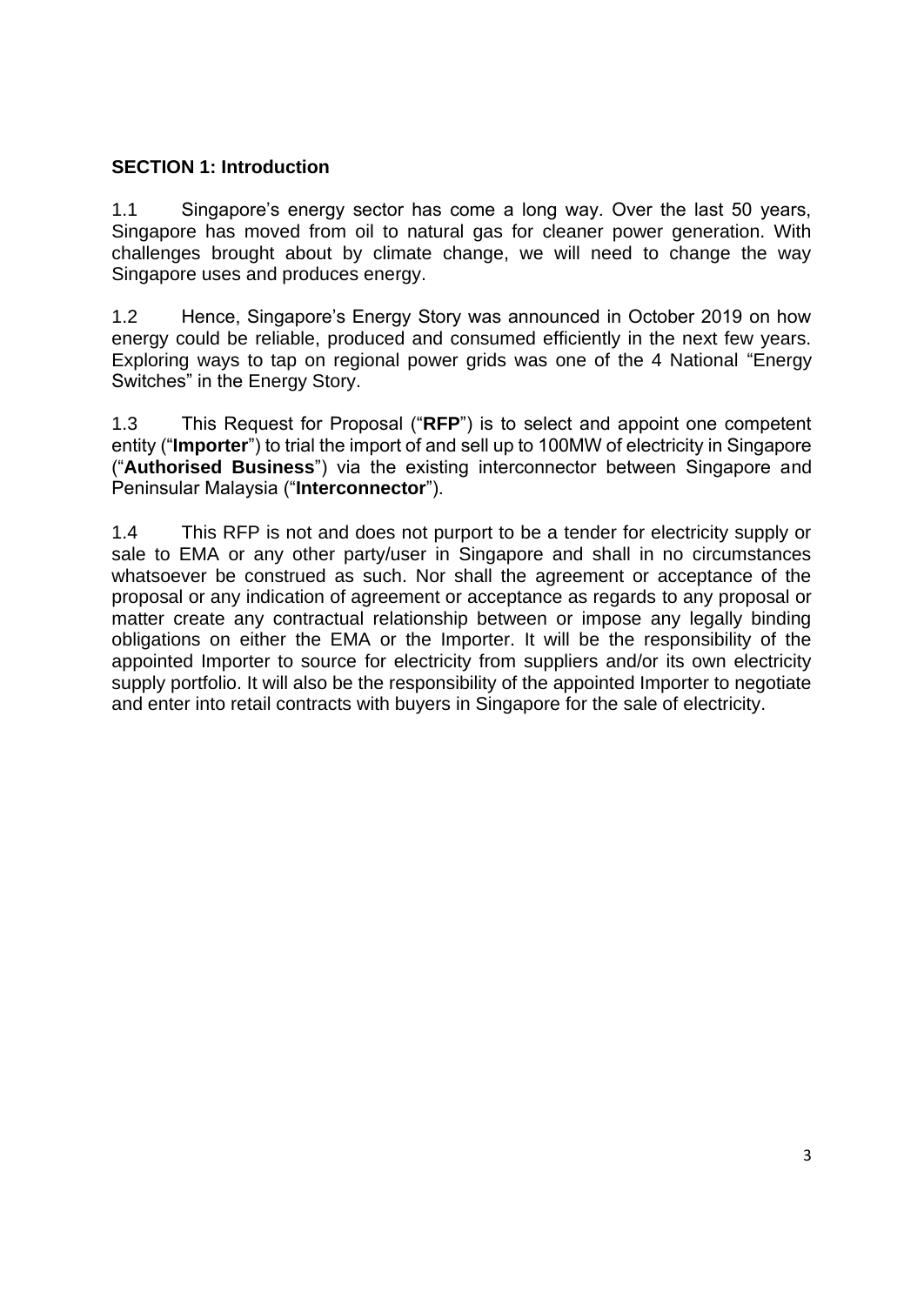## SECTION 1: Introduction

1.1 Singapore's energy sector has come a long way. Over the last 50 years, Singapore has moved from oil to natural gas for cleaner power generation. With challenges brought about by climate change, we will need to change the way Singapore uses and produces energy.

1.2 Hence, Singapore's Energy Story was announced in October 2019 on how energy could be reliable, produced and consumed efficiently in the next few years. Exploring ways to tap on regional power grids was one of the 4 National "Energy Switches" in the Energy Story.

1.3 This Request for Proposal ("**RFP**") is to select and appoint one competent entity ("**Importer**") to trial the import of and sell up to 100MW of electricity in Singapore ("**Authorised Business**") via the existing interconnector between Singapore and Peninsular Malaysia ("**Interconnector**").

1.4 This RFP is not and does not purport to be a tender for electricity supply or sale to EMA or any other party/user in Singapore and shall in no circumstances whatsoever be construed as such. Nor shall the agreement or acceptance of the proposal or any indication of agreement or acceptance as regards to any proposal or matter create any contractual relationship between or impose any legally binding obligations on either the EMA or the Importer. It will be the responsibility of the appointed Importer to source for electricity from suppliers and/or its own electricity supply portfolio. It will also be the responsibility of the appointed Importer to negotiate and enter into retail contracts with buyers in Singapore for the sale of electricity.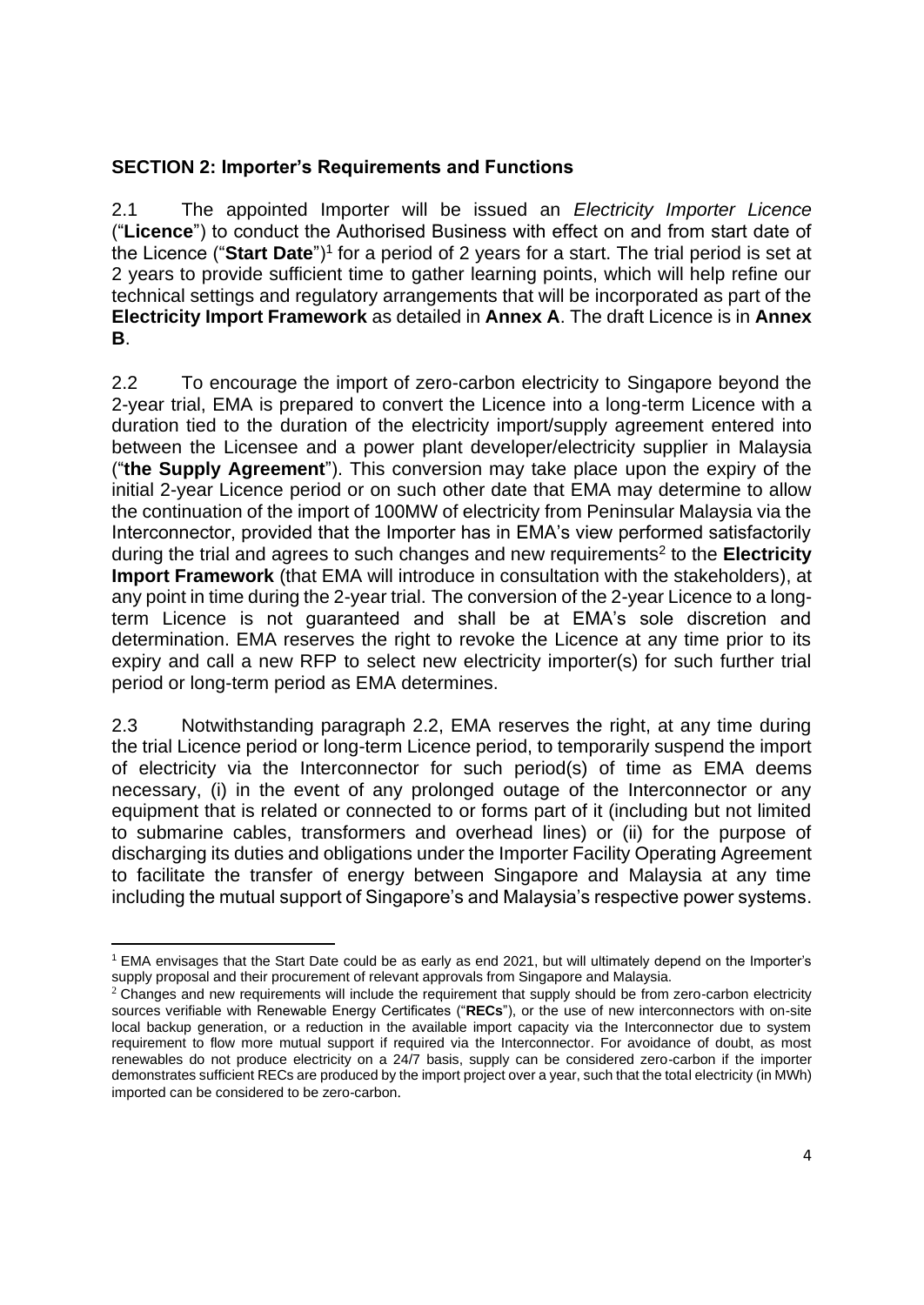**SECTION 2: Importer's Requirements and Functions**

2.1 The appointed Importer will be issued an *Electricity Importer Licence* ("**Licence**") to conduct the Authorised Business with effect on and from start date of the Licence ("**Start Date**")[1] for a period of 2 years for a start. The trial period is set at 2 years to provide sufficient time to gather learning points, which will help refine our technical settings and regulatory arrangements that will be incorporated as part of the **Electricity Import Framework** as detailed in **Annex A**. The draft Licence is in **Annex B**.

2.2 To encourage the import of zero-carbon electricity to Singapore beyond the 2-year trial, EMA is prepared to convert the Licence into a long-term Licence with a duration tied to the duration of the electricity import/supply agreement entered into between the Licensee and a power plant developer/electricity supplier in Malaysia ("**the Supply Agreement**"). This conversion may take place upon the expiry of the initial 2-year Licence period or on such other date that EMA may determine to allow the continuation of the import of 100MW of electricity from Peninsular Malaysia via the Interconnector, provided that the Importer has in EMA's view performed satisfactorily during the trial and agrees to such changes and new requirements[2] to the **Electricity Import Framework** (that EMA will introduce in consultation with the stakeholders), at any point in time during the 2-year trial. The conversion of the 2-year Licence to a long-term Licence is not guaranteed and shall be at EMA's sole discretion and determination. EMA reserves the right to revoke the Licence at any time prior to its expiry and call a new RFP to select new electricity importer(s) for such further trial period or long-term period as EMA determines.

2.3 Notwithstanding paragraph 2.2, EMA reserves the right, at any time during the trial Licence period or long-term Licence period, to temporarily suspend the import of electricity via the Interconnector for such period(s) of time as EMA deems necessary, (i) in the event of any prolonged outage of the Interconnector or any equipment that is related or connected to or forms part of it (including but not limited to submarine cables, transformers and overhead lines) or (ii) for the purpose of discharging its duties and obligations under the Importer Facility Operating Agreement to facilitate the transfer of energy between Singapore and Malaysia at any time including the mutual support of Singapore's and Malaysia's respective power systems.

---

[1] EMA envisages that the Start Date could be as early as end 2021, but will ultimately depend on the Importer's supply proposal and their procurement of relevant approvals from Singapore and Malaysia.

[2] Changes and new requirements will include the requirement that supply should be from zero-carbon electricity sources verifiable with Renewable Energy Certificates ("**RECs**"), or the use of new interconnectors with on-site local backup generation, or a reduction in the available import capacity via the Interconnector due to system requirement to flow more mutual support if required via the Interconnector. For avoidance of doubt, as most renewables do not produce electricity on a 24/7 basis, supply can be considered zero-carbon if the importer demonstrates sufficient RECs are produced by the import project over a year, such that the total electricity (in MWh) imported can be considered to be zero-carbon.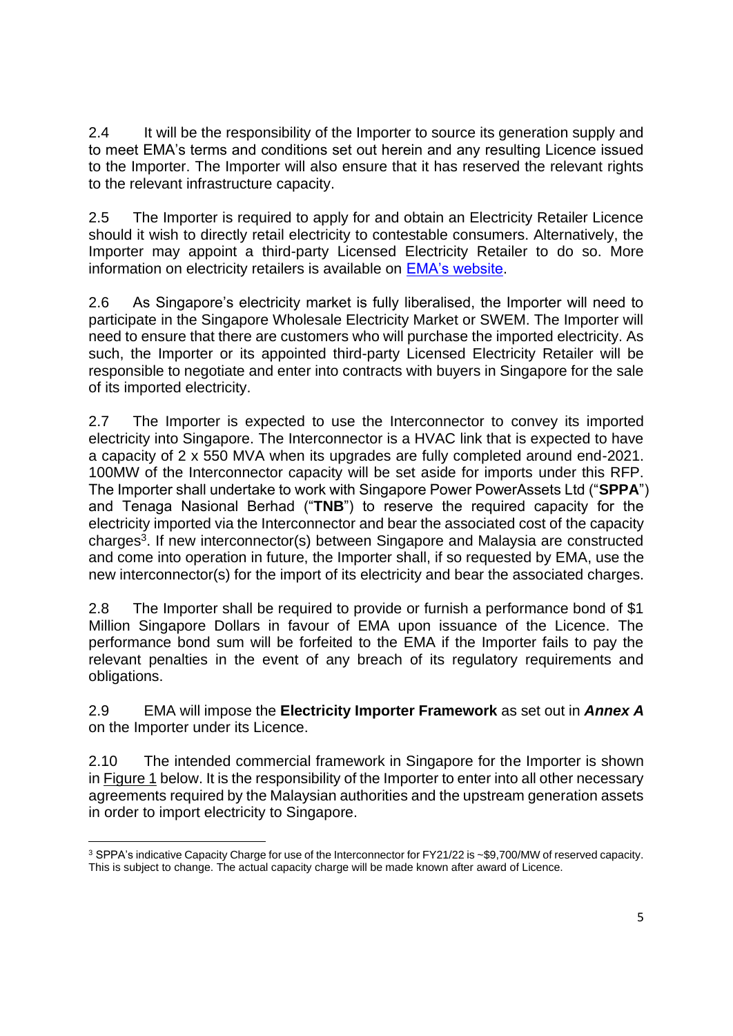2.4 It will be the responsibility of the Importer to source its generation supply and to meet EMA's terms and conditions set out herein and any resulting Licence issued to the Importer. The Importer will also ensure that it has reserved the relevant rights to the relevant infrastructure capacity.

2.5 The Importer is required to apply for and obtain an Electricity Retailer Licence should it wish to directly retail electricity to contestable consumers. Alternatively, the Importer may appoint a third-party Licensed Electricity Retailer to do so. More information on electricity retailers is available on EMA's website.

2.6 As Singapore's electricity market is fully liberalised, the Importer will need to participate in the Singapore Wholesale Electricity Market or SWEM. The Importer will need to ensure that there are customers who will purchase the imported electricity. As such, the Importer or its appointed third-party Licensed Electricity Retailer will be responsible to negotiate and enter into contracts with buyers in Singapore for the sale of its imported electricity.

2.7 The Importer is expected to use the Interconnector to convey its imported electricity into Singapore. The Interconnector is a HVAC link that is expected to have a capacity of 2 x 550 MVA when its upgrades are fully completed around end-2021. 100MW of the Interconnector capacity will be set aside for imports under this RFP. The Importer shall undertake to work with Singapore Power PowerAssets Ltd ("**SPPA**") and Tenaga Nasional Berhad ("**TNB**") to reserve the required capacity for the electricity imported via the Interconnector and bear the associated cost of the capacity charges[3]. If new interconnector(s) between Singapore and Malaysia are constructed and come into operation in future, the Importer shall, if so requested by EMA, use the new interconnector(s) for the import of its electricity and bear the associated charges.

2.8 The Importer shall be required to provide or furnish a performance bond of $1 Million Singapore Dollars in favour of EMA upon issuance of the Licence. The performance bond sum will be forfeited to the EMA if the Importer fails to pay the relevant penalties in the event of any breach of its regulatory requirements and obligations.

2.9 EMA will impose the **Electricity Importer Framework** as set out in ***Annex A*** on the Importer under its Licence.

2.10 The intended commercial framework in Singapore for the Importer is shown in Figure 1 below. It is the responsibility of the Importer to enter into all other necessary agreements required by the Malaysian authorities and the upstream generation assets in order to import electricity to Singapore.

---

[3] SPPA's indicative Capacity Charge for use of the Interconnector for FY21/22 is ~$9,700/MW of reserved capacity. This is subject to change. The actual capacity charge will be made known after award of Licence.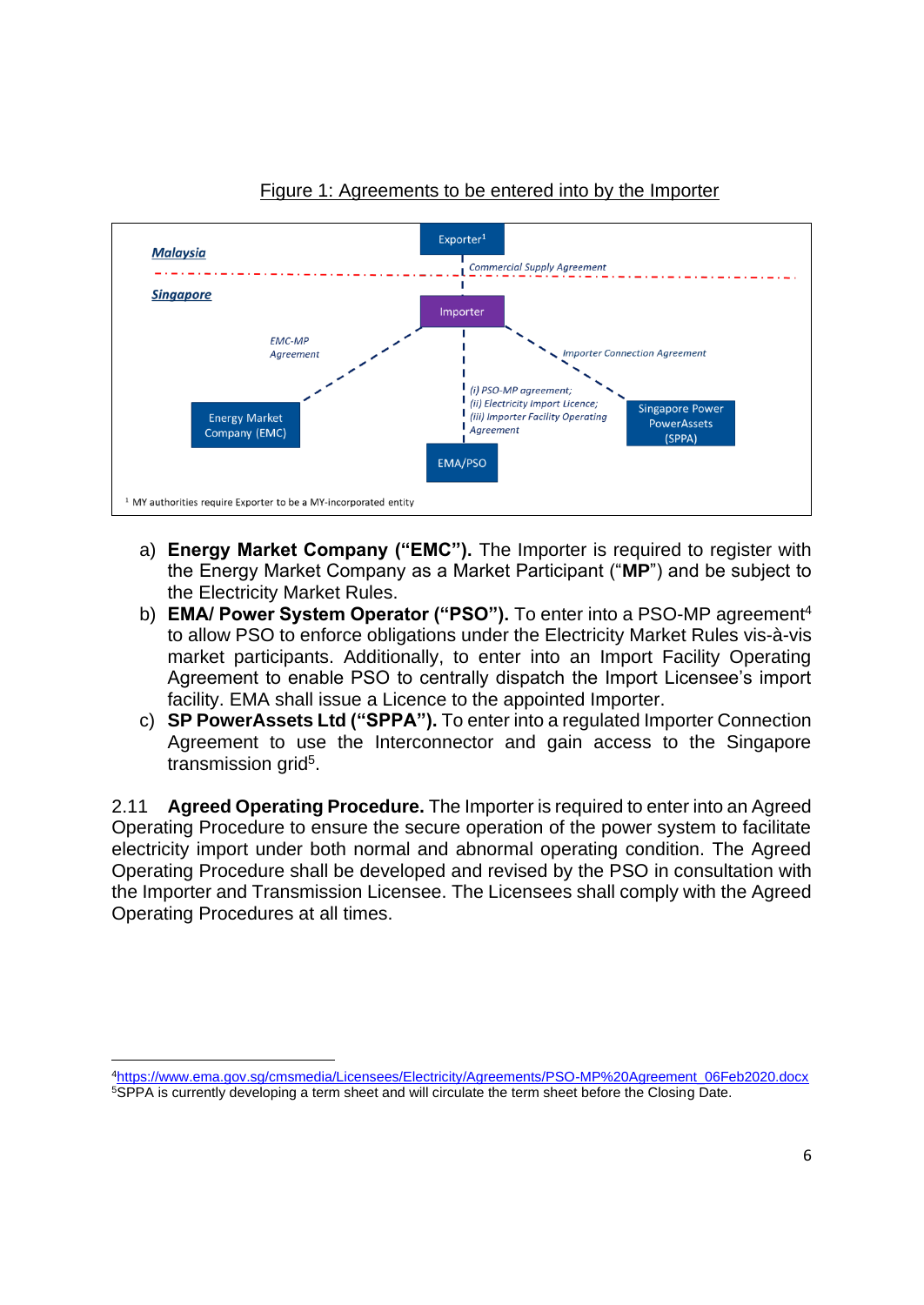Figure 1: Agreements to be entered into by the Importer

Malaysia

Exporter[1]

Commercial Supply Agreement

Singapore

Importer

EMC-MP Agreement

Importer Connection Agreement

(i) PSO-MP agreement;
(ii) Electricity Import Licence;
(iii) Importer Facility Operating Agreement

Energy Market Company (EMC)

EMA/PSO

Singapore Power PowerAssets (SPPA)

[1] MY authorities require Exporter to be a MY-incorporated entity

a) **Energy Market Company ("EMC").** The Importer is required to register with the Energy Market Company as a Market Participant ("**MP**") and be subject to the Electricity Market Rules.

b) **EMA/ Power System Operator ("PSO").** To enter into a PSO-MP agreement[4] to allow PSO to enforce obligations under the Electricity Market Rules vis-à-vis market participants. Additionally, to enter into an Import Facility Operating Agreement to enable PSO to centrally dispatch the Import Licensee's import facility. EMA shall issue a Licence to the appointed Importer.

c) **SP PowerAssets Ltd ("SPPA").** To enter into a regulated Importer Connection Agreement to use the Interconnector and gain access to the Singapore transmission grid[5].

2.11 **Agreed Operating Procedure.** The Importer is required to enter into an Agreed Operating Procedure to ensure the secure operation of the power system to facilitate electricity import under both normal and abnormal operating condition. The Agreed Operating Procedure shall be developed and revised by the PSO in consultation with the Importer and Transmission Licensee. The Licensees shall comply with the Agreed Operating Procedures at all times.

---

[4] https://www.ema.gov.sg/cmsmedia/Licensees/Electricity/Agreements/PSO-MP%20Agreement_06Feb2020.docx

[5] SPPA is currently developing a term sheet and will circulate the term sheet before the Closing Date.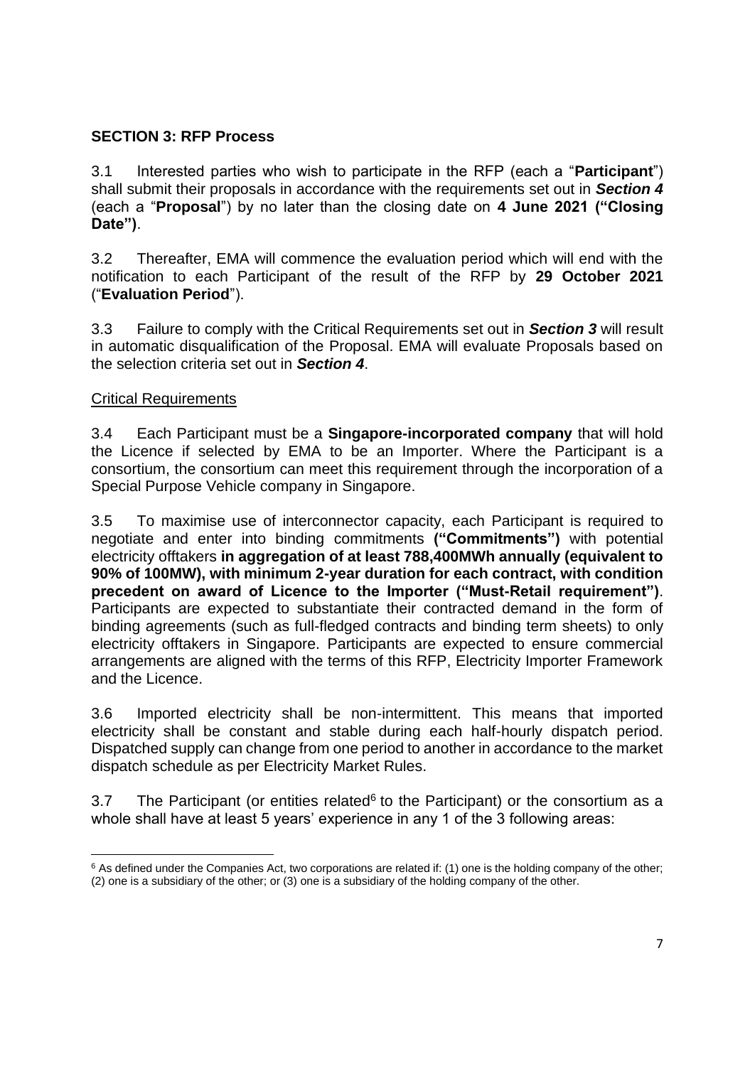## SECTION 3: RFP Process

3.1 Interested parties who wish to participate in the RFP (each a "**Participant**") shall submit their proposals in accordance with the requirements set out in ***Section 4*** (each a "**Proposal**") by no later than the closing date on **4 June 2021 ("Closing Date")**.

3.2 Thereafter, EMA will commence the evaluation period which will end with the notification to each Participant of the result of the RFP by **29 October 2021** ("**Evaluation Period**").

3.3 Failure to comply with the Critical Requirements set out in ***Section 3*** will result in automatic disqualification of the Proposal. EMA will evaluate Proposals based on the selection criteria set out in ***Section 4***.

<u>Critical Requirements</u>

3.4 Each Participant must be a **Singapore-incorporated company** that will hold the Licence if selected by EMA to be an Importer. Where the Participant is a consortium, the consortium can meet this requirement through the incorporation of a Special Purpose Vehicle company in Singapore.

3.5 To maximise use of interconnector capacity, each Participant is required to negotiate and enter into binding commitments **("Commitments")** with potential electricity offtakers **in aggregation of at least 788,400MWh annually (equivalent to 90% of 100MW), with minimum 2-year duration for each contract, with condition precedent on award of Licence to the Importer ("Must-Retail requirement")**. Participants are expected to substantiate their contracted demand in the form of binding agreements (such as full-fledged contracts and binding term sheets) to only electricity offtakers in Singapore. Participants are expected to ensure commercial arrangements are aligned with the terms of this RFP, Electricity Importer Framework and the Licence.

3.6 Imported electricity shall be non-intermittent. This means that imported electricity shall be constant and stable during each half-hourly dispatch period. Dispatched supply can change from one period to another in accordance to the market dispatch schedule as per Electricity Market Rules.

3.7 The Participant (or entities related[6] to the Participant) or the consortium as a whole shall have at least 5 years' experience in any 1 of the 3 following areas:

[6] As defined under the Companies Act, two corporations are related if: (1) one is the holding company of the other; (2) one is a subsidiary of the other; or (3) one is a subsidiary of the holding company of the other.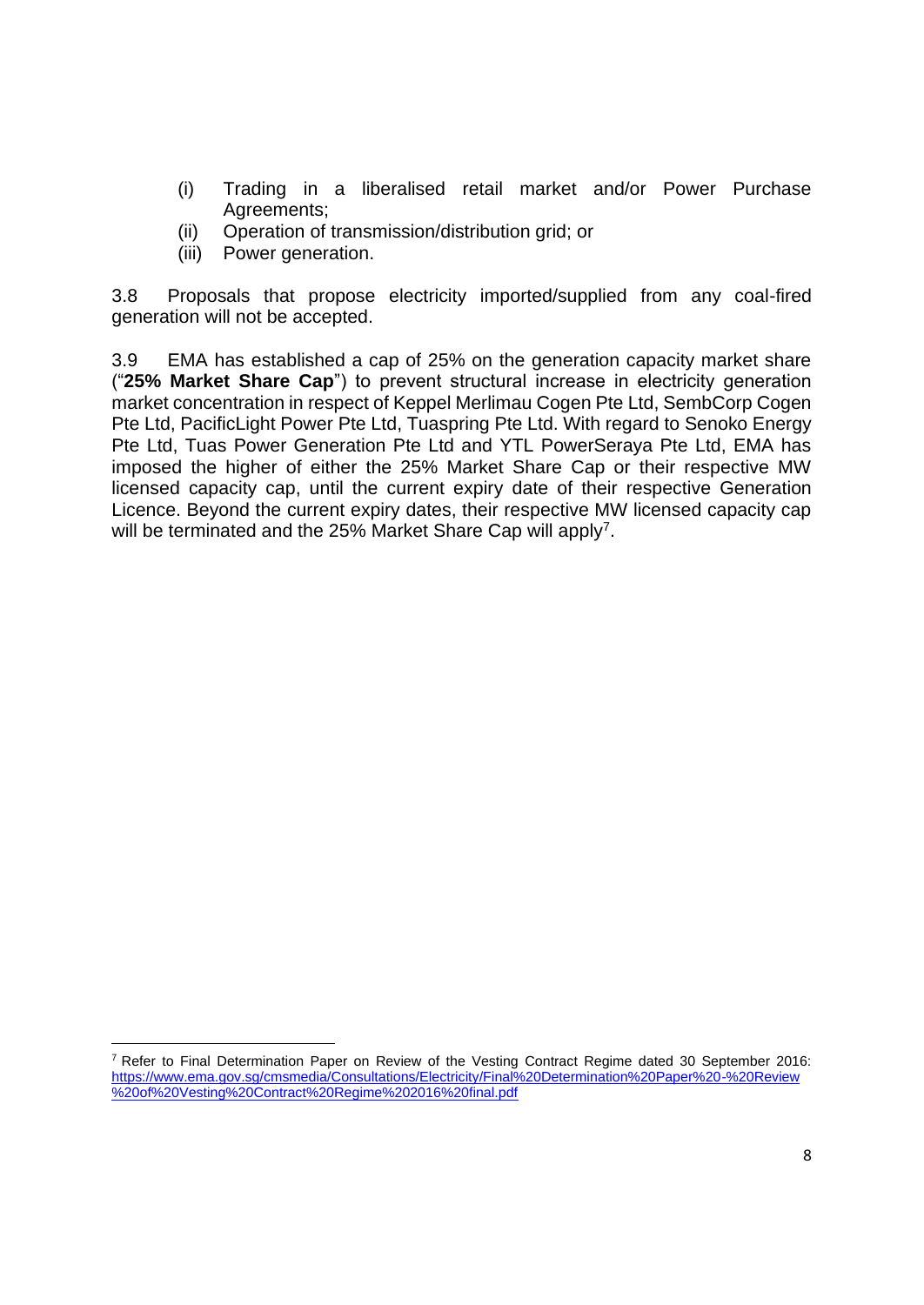(i) Trading in a liberalised retail market and/or Power Purchase Agreements;
(ii) Operation of transmission/distribution grid; or
(iii) Power generation.

3.8 Proposals that propose electricity imported/supplied from any coal-fired generation will not be accepted.

3.9 EMA has established a cap of 25% on the generation capacity market share ("**25% Market Share Cap**") to prevent structural increase in electricity generation market concentration in respect of Keppel Merlimau Cogen Pte Ltd, SembCorp Cogen Pte Ltd, PacificLight Power Pte Ltd, Tuaspring Pte Ltd. With regard to Senoko Energy Pte Ltd, Tuas Power Generation Pte Ltd and YTL PowerSeraya Pte Ltd, EMA has imposed the higher of either the 25% Market Share Cap or their respective MW licensed capacity cap, until the current expiry date of their respective Generation Licence. Beyond the current expiry dates, their respective MW licensed capacity cap will be terminated and the 25% Market Share Cap will apply[7].

---

[7] Refer to Final Determination Paper on Review of the Vesting Contract Regime dated 30 September 2016: https://www.ema.gov.sg/cmsmedia/Consultations/Electricity/Final%20Determination%20Paper%20-%20Review%20of%20Vesting%20Contract%20Regime%202016%20final.pdf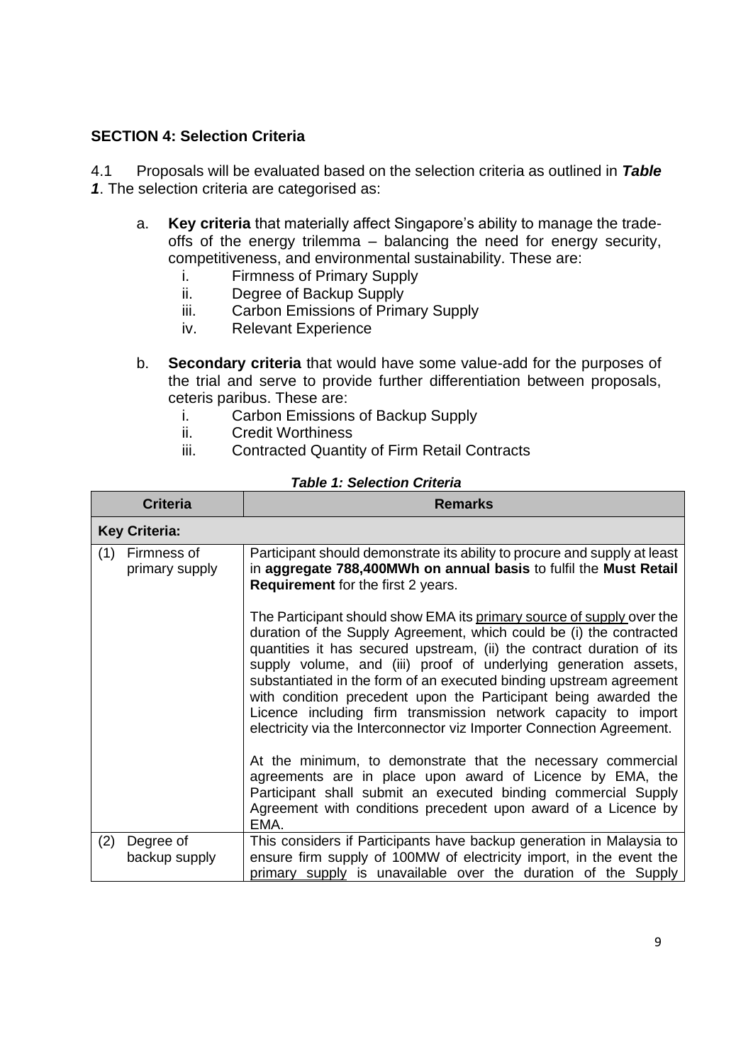## SECTION 4: Selection Criteria

4.1 Proposals will be evaluated based on the selection criteria as outlined in ***Table 1***. The selection criteria are categorised as:

a. **Key criteria** that materially affect Singapore's ability to manage the trade-offs of the energy trilemma – balancing the need for energy security, competitiveness, and environmental sustainability. These are:
   i. Firmness of Primary Supply
   ii. Degree of Backup Supply
   iii. Carbon Emissions of Primary Supply
   iv. Relevant Experience

b. **Secondary criteria** that would have some value-add for the purposes of the trial and serve to provide further differentiation between proposals, ceteris paribus. These are:
   i. Carbon Emissions of Backup Supply
   ii. Credit Worthiness
   iii. Contracted Quantity of Firm Retail Contracts

***Table 1: Selection Criteria***

| Criteria | Remarks |
|---|---|
| **Key Criteria:** | |
| (1) Firmness of primary supply | Participant should demonstrate its ability to procure and supply at least in **aggregate 788,400MWh on annual basis** to fulfil the **Must Retail Requirement** for the first 2 years.<br><br>The Participant should show EMA its primary source of supply over the duration of the Supply Agreement, which could be (i) the contracted quantities it has secured upstream, (ii) the contract duration of its supply volume, and (iii) proof of underlying generation assets, substantiated in the form of an executed binding upstream agreement with condition precedent upon the Participant being awarded the Licence including firm transmission network capacity to import electricity via the Interconnector viz Importer Connection Agreement.<br><br>At the minimum, to demonstrate that the necessary commercial agreements are in place upon award of Licence by EMA, the Participant shall submit an executed binding commercial Supply Agreement with conditions precedent upon award of a Licence by EMA. |
| (2) Degree of backup supply | This considers if Participants have backup generation in Malaysia to ensure firm supply of 100MW of electricity import, in the event the primary supply is unavailable over the duration of the Supply |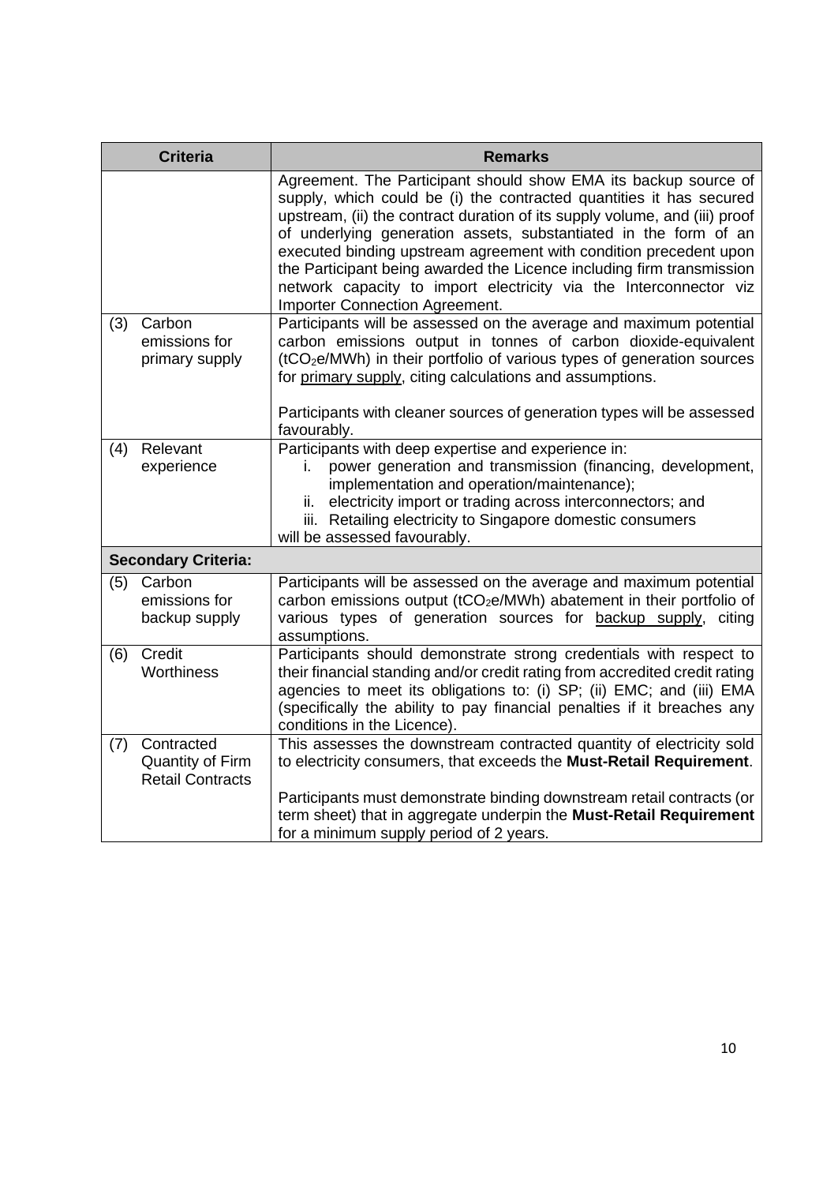| Criteria | Remarks |
|---|---|
| | Agreement. The Participant should show EMA its backup source of supply, which could be (i) the contracted quantities it has secured upstream, (ii) the contract duration of its supply volume, and (iii) proof of underlying generation assets, substantiated in the form of an executed binding upstream agreement with condition precedent upon the Participant being awarded the Licence including firm transmission network capacity to import electricity via the Interconnector viz Importer Connection Agreement. |
| (3) Carbon emissions for primary supply | Participants will be assessed on the average and maximum potential carbon emissions output in tonnes of carbon dioxide-equivalent ($tCO_2e/MWh$) in their portfolio of various types of generation sources for <u>primary supply</u>, citing calculations and assumptions.<br><br>Participants with cleaner sources of generation types will be assessed favourably. |
| (4) Relevant experience | Participants with deep expertise and experience in:<br>i. power generation and transmission (financing, development, implementation and operation/maintenance);<br>ii. electricity import or trading across interconnectors; and<br>iii. Retailing electricity to Singapore domestic consumers<br>will be assessed favourably. |
| **Secondary Criteria:** | |
| (5) Carbon emissions for backup supply | Participants will be assessed on the average and maximum potential carbon emissions output ($tCO_2e/MWh$) abatement in their portfolio of various types of generation sources for <u>backup supply</u>, citing assumptions. |
| (6) Credit Worthiness | Participants should demonstrate strong credentials with respect to their financial standing and/or credit rating from accredited credit rating agencies to meet its obligations to: (i) SP; (ii) EMC; and (iii) EMA (specifically the ability to pay financial penalties if it breaches any conditions in the Licence). |
| (7) Contracted Quantity of Firm Retail Contracts | This assesses the downstream contracted quantity of electricity sold to electricity consumers, that exceeds the **Must-Retail Requirement**.<br><br>Participants must demonstrate binding downstream retail contracts (or term sheet) that in aggregate underpin the **Must-Retail Requirement** for a minimum supply period of 2 years. |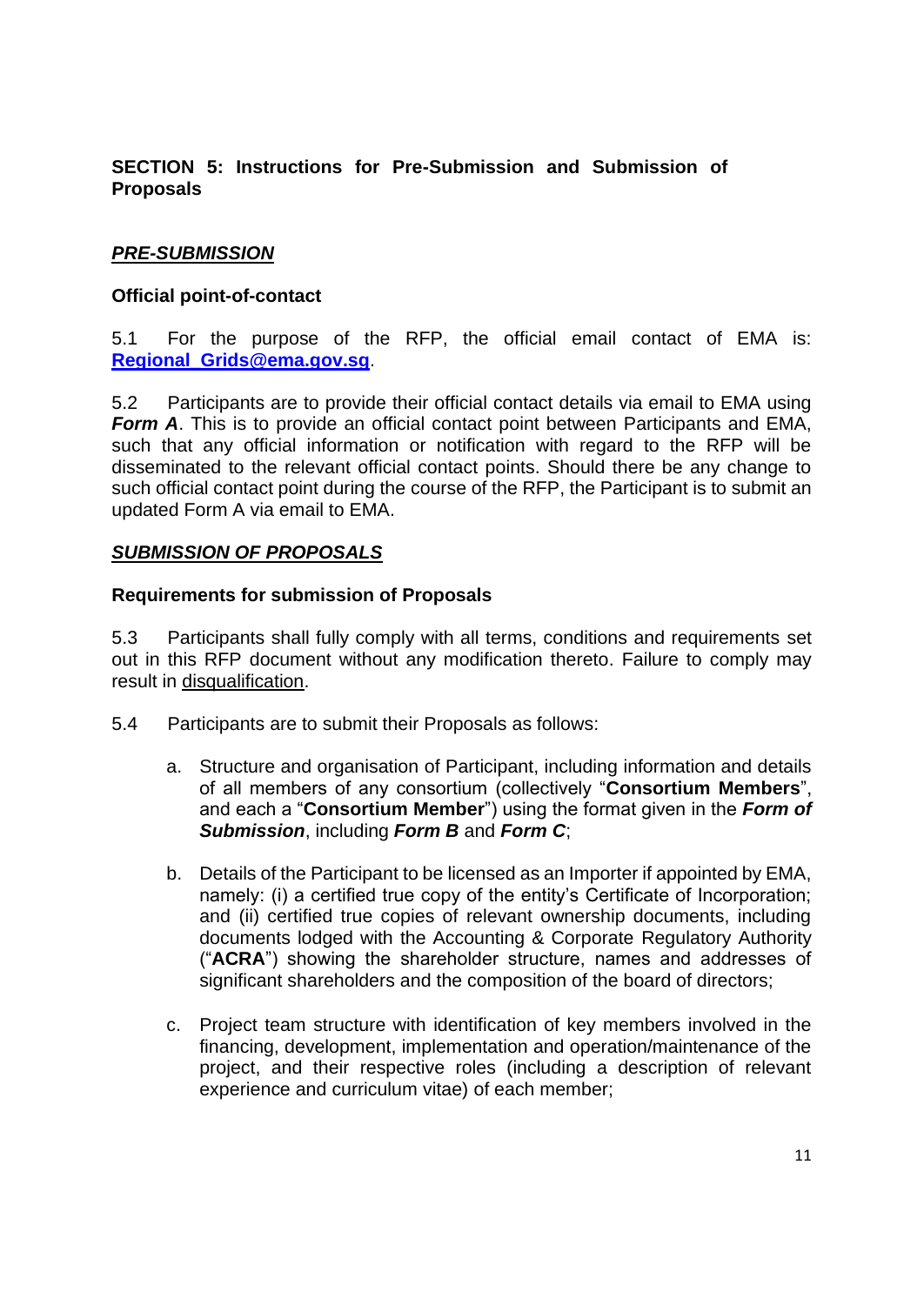## SECTION 5: Instructions for Pre-Submission and Submission of Proposals

### ***PRE-SUBMISSION***

**Official point-of-contact**

5.1 For the purpose of the RFP, the official email contact of EMA is: [Regional_Grids@ema.gov.sg](mailto:Regional_Grids@ema.gov.sg).

5.2 Participants are to provide their official contact details via email to EMA using ***Form A***. This is to provide an official contact point between Participants and EMA, such that any official information or notification with regard to the RFP will be disseminated to the relevant official contact points. Should there be any change to such official contact point during the course of the RFP, the Participant is to submit an updated Form A via email to EMA.

### ***SUBMISSION OF PROPOSALS***

**Requirements for submission of Proposals**

5.3 Participants shall fully comply with all terms, conditions and requirements set out in this RFP document without any modification thereto. Failure to comply may result in disqualification.

5.4 Participants are to submit their Proposals as follows:

a. Structure and organisation of Participant, including information and details of all members of any consortium (collectively "**Consortium Members**", and each a "**Consortium Member**") using the format given in the ***Form of Submission***, including ***Form B*** and ***Form C***;

b. Details of the Participant to be licensed as an Importer if appointed by EMA, namely: (i) a certified true copy of the entity's Certificate of Incorporation; and (ii) certified true copies of relevant ownership documents, including documents lodged with the Accounting & Corporate Regulatory Authority ("**ACRA**") showing the shareholder structure, names and addresses of significant shareholders and the composition of the board of directors;

c. Project team structure with identification of key members involved in the financing, development, implementation and operation/maintenance of the project, and their respective roles (including a description of relevant experience and curriculum vitae) of each member;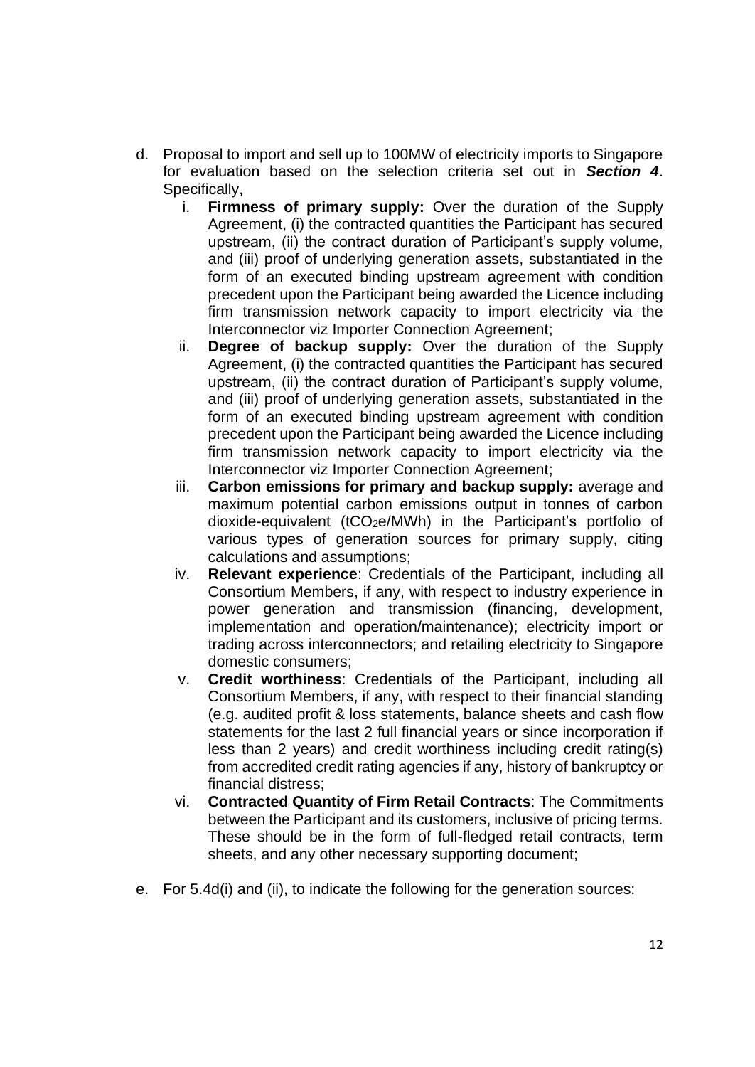d. Proposal to import and sell up to 100MW of electricity imports to Singapore for evaluation based on the selection criteria set out in ***Section 4***. Specifically,

   i. **Firmness of primary supply:** Over the duration of the Supply Agreement, (i) the contracted quantities the Participant has secured upstream, (ii) the contract duration of Participant's supply volume, and (iii) proof of underlying generation assets, substantiated in the form of an executed binding upstream agreement with condition precedent upon the Participant being awarded the Licence including firm transmission network capacity to import electricity via the Interconnector viz Importer Connection Agreement;

   ii. **Degree of backup supply:** Over the duration of the Supply Agreement, (i) the contracted quantities the Participant has secured upstream, (ii) the contract duration of Participant's supply volume, and (iii) proof of underlying generation assets, substantiated in the form of an executed binding upstream agreement with condition precedent upon the Participant being awarded the Licence including firm transmission network capacity to import electricity via the Interconnector viz Importer Connection Agreement;

   iii. **Carbon emissions for primary and backup supply:** average and maximum potential carbon emissions output in tonnes of carbon dioxide-equivalent ($tCO_2e/MWh$) in the Participant's portfolio of various types of generation sources for primary supply, citing calculations and assumptions;

   iv. **Relevant experience**: Credentials of the Participant, including all Consortium Members, if any, with respect to industry experience in power generation and transmission (financing, development, implementation and operation/maintenance); electricity import or trading across interconnectors; and retailing electricity to Singapore domestic consumers;

   v. **Credit worthiness**: Credentials of the Participant, including all Consortium Members, if any, with respect to their financial standing (e.g. audited profit & loss statements, balance sheets and cash flow statements for the last 2 full financial years or since incorporation if less than 2 years) and credit worthiness including credit rating(s) from accredited credit rating agencies if any, history of bankruptcy or financial distress;

   vi. **Contracted Quantity of Firm Retail Contracts**: The Commitments between the Participant and its customers, inclusive of pricing terms. These should be in the form of full-fledged retail contracts, term sheets, and any other necessary supporting document;

e. For 5.4d(i) and (ii), to indicate the following for the generation sources: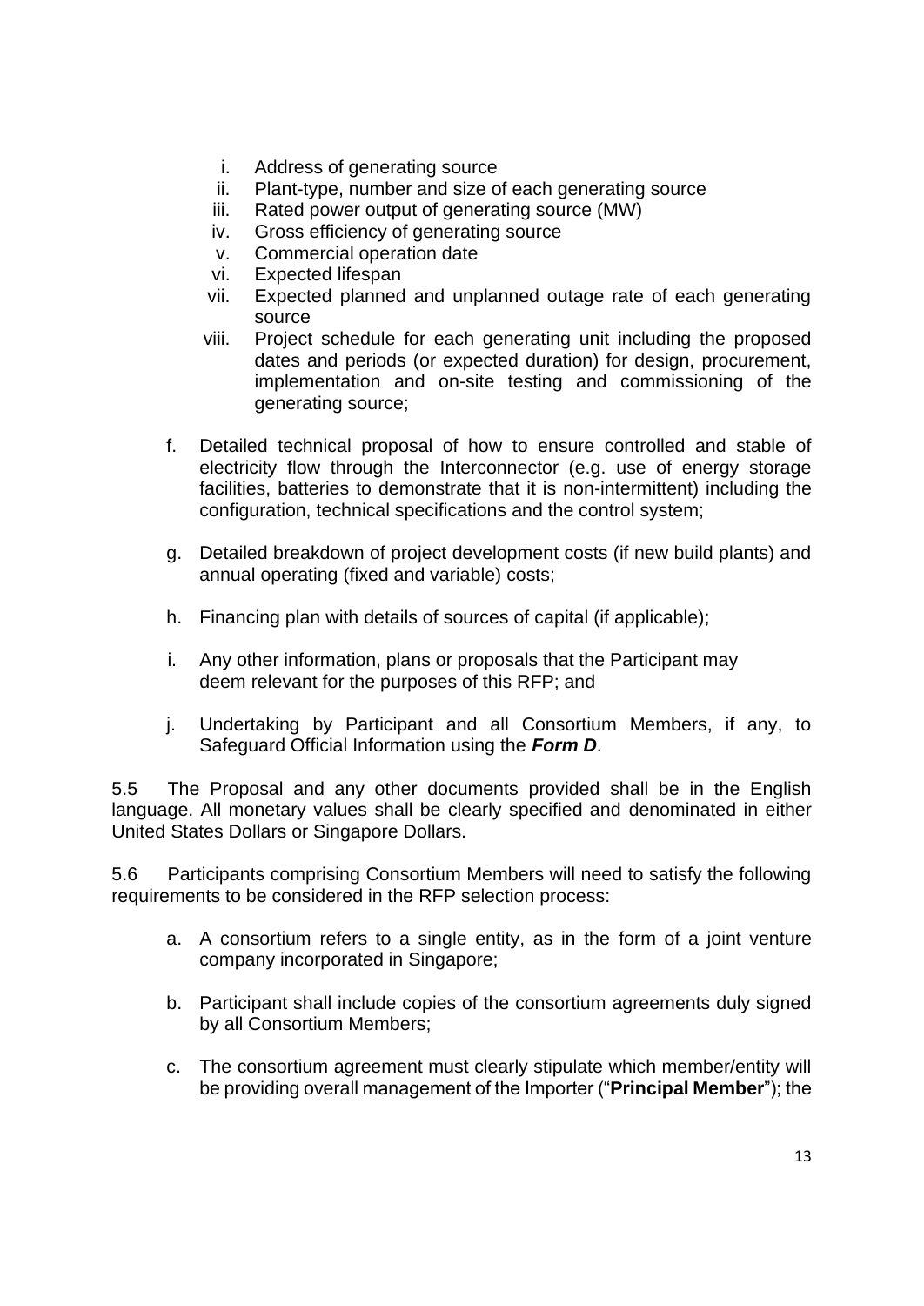i. Address of generating source
  ii. Plant-type, number and size of each generating source
  iii. Rated power output of generating source (MW)
  iv. Gross efficiency of generating source
  v. Commercial operation date
  vi. Expected lifespan
  vii. Expected planned and unplanned outage rate of each generating source
  viii. Project schedule for each generating unit including the proposed dates and periods (or expected duration) for design, procurement, implementation and on-site testing and commissioning of the generating source;

f. Detailed technical proposal of how to ensure controlled and stable of electricity flow through the Interconnector (e.g. use of energy storage facilities, batteries to demonstrate that it is non-intermittent) including the configuration, technical specifications and the control system;

g. Detailed breakdown of project development costs (if new build plants) and annual operating (fixed and variable) costs;

h. Financing plan with details of sources of capital (if applicable);

i. Any other information, plans or proposals that the Participant may deem relevant for the purposes of this RFP; and

j. Undertaking by Participant and all Consortium Members, if any, to Safeguard Official Information using the ***Form D***.

5.5 The Proposal and any other documents provided shall be in the English language. All monetary values shall be clearly specified and denominated in either United States Dollars or Singapore Dollars.

5.6 Participants comprising Consortium Members will need to satisfy the following requirements to be considered in the RFP selection process:

a. A consortium refers to a single entity, as in the form of a joint venture company incorporated in Singapore;

b. Participant shall include copies of the consortium agreements duly signed by all Consortium Members;

c. The consortium agreement must clearly stipulate which member/entity will be providing overall management of the Importer ("**Principal Member**"); the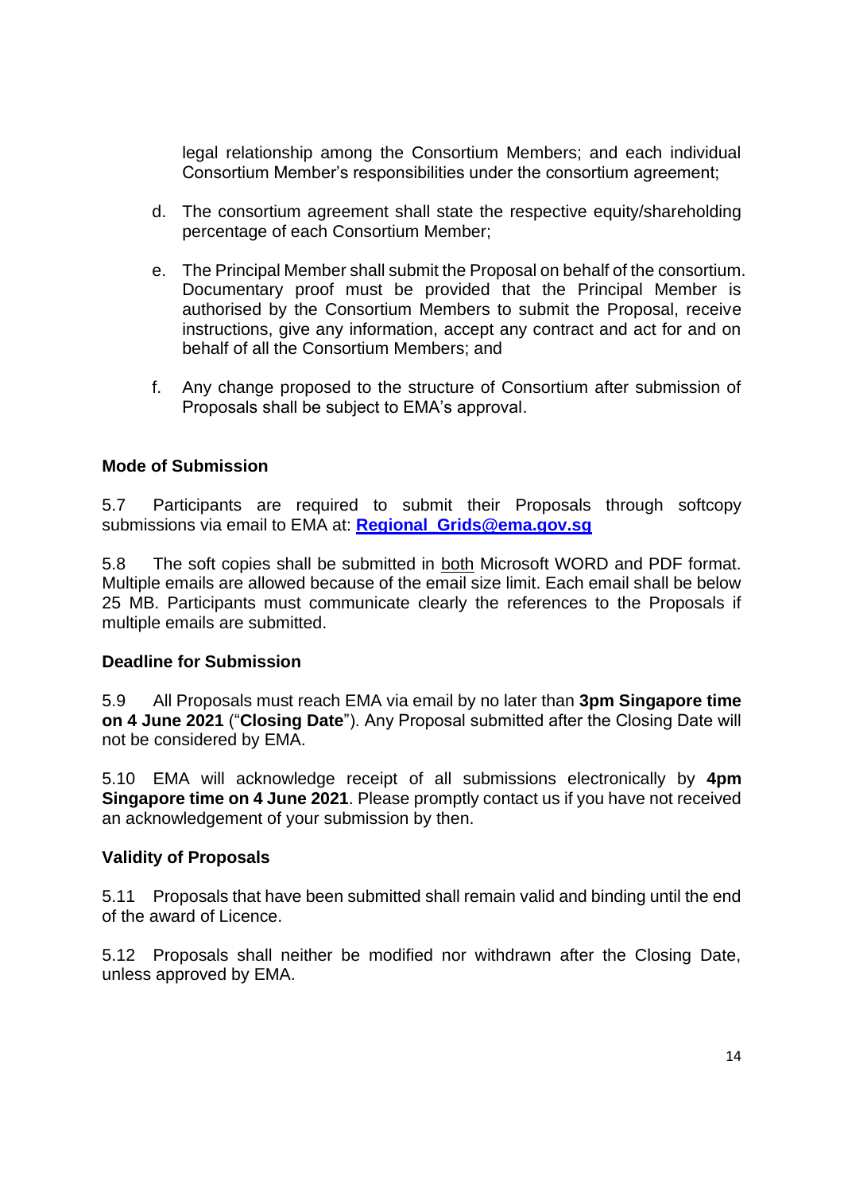legal relationship among the Consortium Members; and each individual Consortium Member's responsibilities under the consortium agreement;

d. The consortium agreement shall state the respective equity/shareholding percentage of each Consortium Member;

e. The Principal Member shall submit the Proposal on behalf of the consortium. Documentary proof must be provided that the Principal Member is authorised by the Consortium Members to submit the Proposal, receive instructions, give any information, accept any contract and act for and on behalf of all the Consortium Members; and

f. Any change proposed to the structure of Consortium after submission of Proposals shall be subject to EMA's approval.

**Mode of Submission**

5.7 Participants are required to submit their Proposals through softcopy submissions via email to EMA at: **Regional_Grids@ema.gov.sg**

5.8 The soft copies shall be submitted in both Microsoft WORD and PDF format. Multiple emails are allowed because of the email size limit. Each email shall be below 25 MB. Participants must communicate clearly the references to the Proposals if multiple emails are submitted.

**Deadline for Submission**

5.9 All Proposals must reach EMA via email by no later than **3pm Singapore time on 4 June 2021** ("**Closing Date**"). Any Proposal submitted after the Closing Date will not be considered by EMA.

5.10 EMA will acknowledge receipt of all submissions electronically by **4pm Singapore time on 4 June 2021**. Please promptly contact us if you have not received an acknowledgement of your submission by then.

**Validity of Proposals**

5.11 Proposals that have been submitted shall remain valid and binding until the end of the award of Licence.

5.12 Proposals shall neither be modified nor withdrawn after the Closing Date, unless approved by EMA.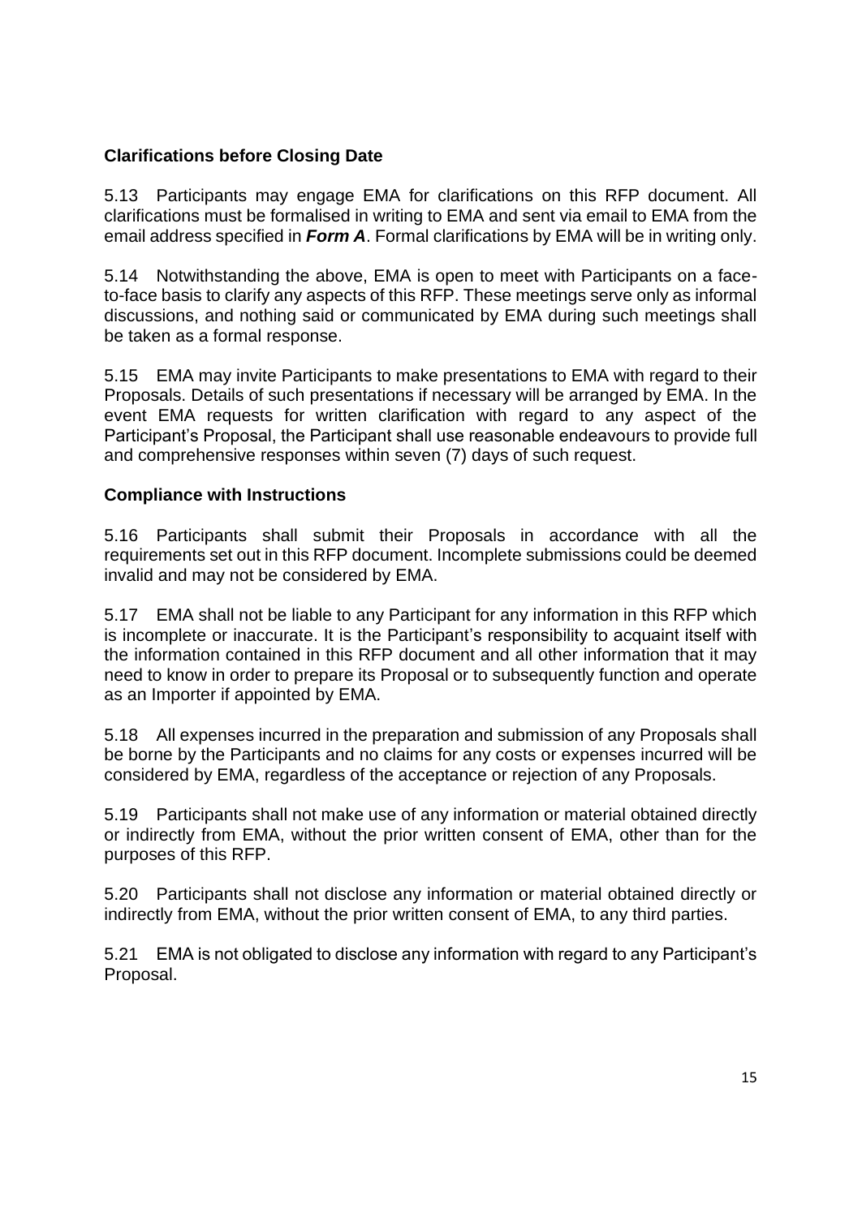### Clarifications before Closing Date

5.13 Participants may engage EMA for clarifications on this RFP document. All clarifications must be formalised in writing to EMA and sent via email to EMA from the email address specified in ***Form A***. Formal clarifications by EMA will be in writing only.

5.14 Notwithstanding the above, EMA is open to meet with Participants on a face-to-face basis to clarify any aspects of this RFP. These meetings serve only as informal discussions, and nothing said or communicated by EMA during such meetings shall be taken as a formal response.

5.15 EMA may invite Participants to make presentations to EMA with regard to their Proposals. Details of such presentations if necessary will be arranged by EMA. In the event EMA requests for written clarification with regard to any aspect of the Participant's Proposal, the Participant shall use reasonable endeavours to provide full and comprehensive responses within seven (7) days of such request.

### Compliance with Instructions

5.16 Participants shall submit their Proposals in accordance with all the requirements set out in this RFP document. Incomplete submissions could be deemed invalid and may not be considered by EMA.

5.17 EMA shall not be liable to any Participant for any information in this RFP which is incomplete or inaccurate. It is the Participant's responsibility to acquaint itself with the information contained in this RFP document and all other information that it may need to know in order to prepare its Proposal or to subsequently function and operate as an Importer if appointed by EMA.

5.18 All expenses incurred in the preparation and submission of any Proposals shall be borne by the Participants and no claims for any costs or expenses incurred will be considered by EMA, regardless of the acceptance or rejection of any Proposals.

5.19 Participants shall not make use of any information or material obtained directly or indirectly from EMA, without the prior written consent of EMA, other than for the purposes of this RFP.

5.20 Participants shall not disclose any information or material obtained directly or indirectly from EMA, without the prior written consent of EMA, to any third parties.

5.21 EMA is not obligated to disclose any information with regard to any Participant's Proposal.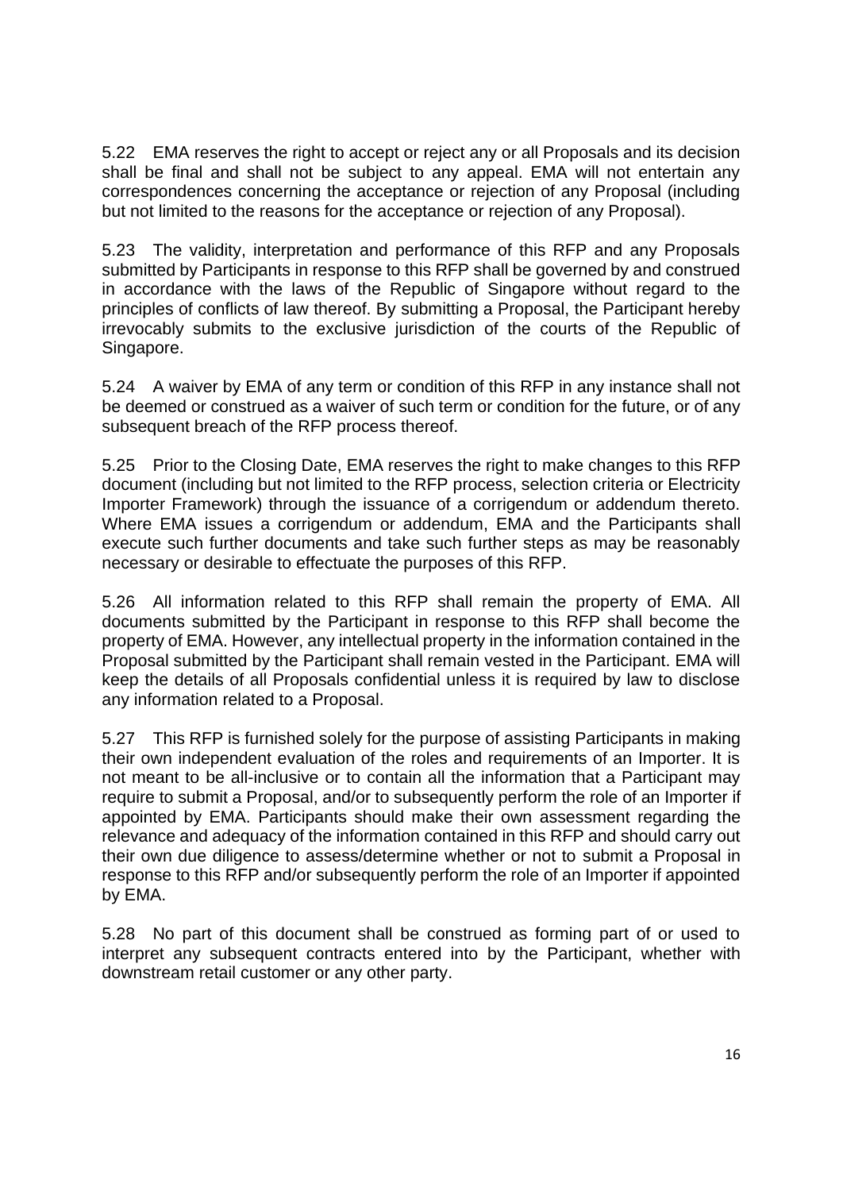5.22 EMA reserves the right to accept or reject any or all Proposals and its decision shall be final and shall not be subject to any appeal. EMA will not entertain any correspondences concerning the acceptance or rejection of any Proposal (including but not limited to the reasons for the acceptance or rejection of any Proposal).

5.23 The validity, interpretation and performance of this RFP and any Proposals submitted by Participants in response to this RFP shall be governed by and construed in accordance with the laws of the Republic of Singapore without regard to the principles of conflicts of law thereof. By submitting a Proposal, the Participant hereby irrevocably submits to the exclusive jurisdiction of the courts of the Republic of Singapore.

5.24 A waiver by EMA of any term or condition of this RFP in any instance shall not be deemed or construed as a waiver of such term or condition for the future, or of any subsequent breach of the RFP process thereof.

5.25 Prior to the Closing Date, EMA reserves the right to make changes to this RFP document (including but not limited to the RFP process, selection criteria or Electricity Importer Framework) through the issuance of a corrigendum or addendum thereto. Where EMA issues a corrigendum or addendum, EMA and the Participants shall execute such further documents and take such further steps as may be reasonably necessary or desirable to effectuate the purposes of this RFP.

5.26 All information related to this RFP shall remain the property of EMA. All documents submitted by the Participant in response to this RFP shall become the property of EMA. However, any intellectual property in the information contained in the Proposal submitted by the Participant shall remain vested in the Participant. EMA will keep the details of all Proposals confidential unless it is required by law to disclose any information related to a Proposal.

5.27 This RFP is furnished solely for the purpose of assisting Participants in making their own independent evaluation of the roles and requirements of an Importer. It is not meant to be all-inclusive or to contain all the information that a Participant may require to submit a Proposal, and/or to subsequently perform the role of an Importer if appointed by EMA. Participants should make their own assessment regarding the relevance and adequacy of the information contained in this RFP and should carry out their own due diligence to assess/determine whether or not to submit a Proposal in response to this RFP and/or subsequently perform the role of an Importer if appointed by EMA.

5.28 No part of this document shall be construed as forming part of or used to interpret any subsequent contracts entered into by the Participant, whether with downstream retail customer or any other party.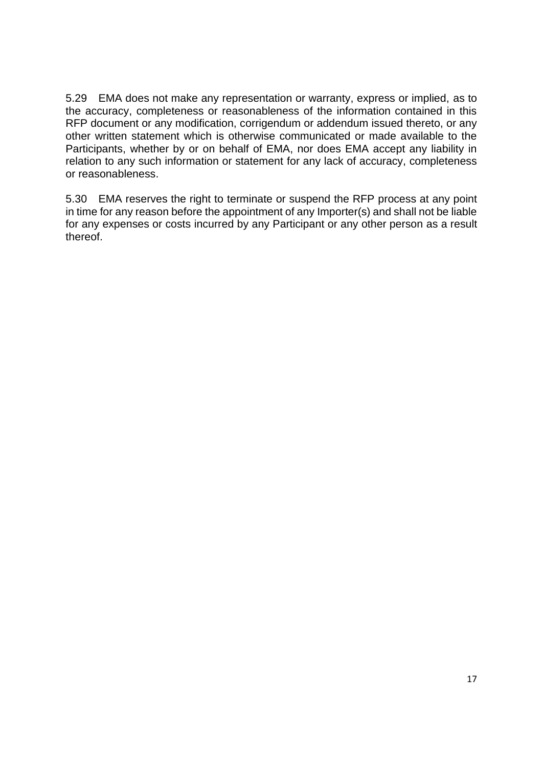5.29 EMA does not make any representation or warranty, express or implied, as to the accuracy, completeness or reasonableness of the information contained in this RFP document or any modification, corrigendum or addendum issued thereto, or any other written statement which is otherwise communicated or made available to the Participants, whether by or on behalf of EMA, nor does EMA accept any liability in relation to any such information or statement for any lack of accuracy, completeness or reasonableness.

5.30 EMA reserves the right to terminate or suspend the RFP process at any point in time for any reason before the appointment of any Importer(s) and shall not be liable for any expenses or costs incurred by any Participant or any other person as a result thereof.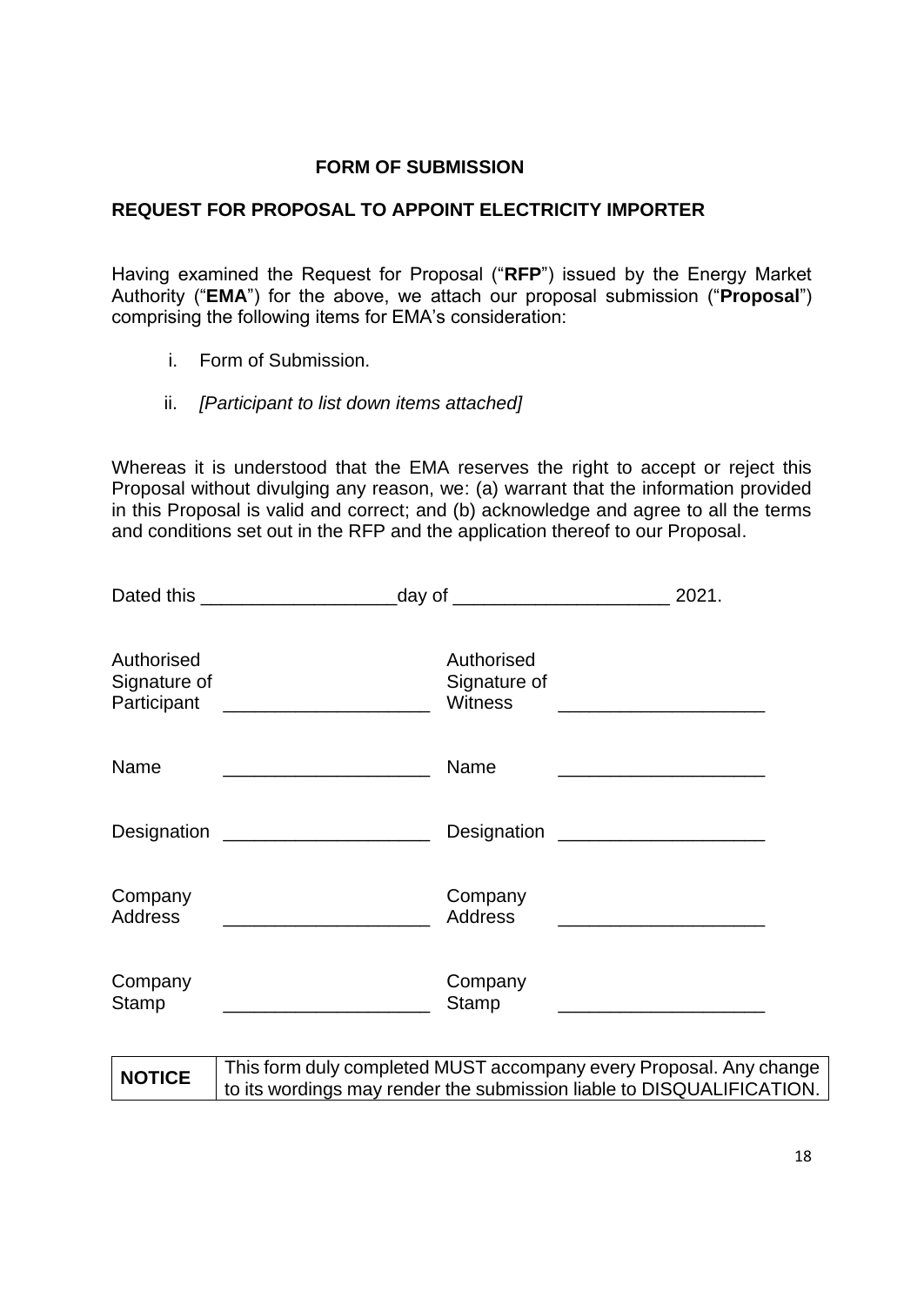**FORM OF SUBMISSION**

**REQUEST FOR PROPOSAL TO APPOINT ELECTRICITY IMPORTER**

Having examined the Request for Proposal ("**RFP**") issued by the Energy Market Authority ("**EMA**") for the above, we attach our proposal submission ("**Proposal**") comprising the following items for EMA's consideration:

i. Form of Submission.

ii. *[Participant to list down items attached]*

Whereas it is understood that the EMA reserves the right to accept or reject this Proposal without divulging any reason, we: (a) warrant that the information provided in this Proposal is valid and correct; and (b) acknowledge and agree to all the terms and conditions set out in the RFP and the application thereof to our Proposal.

Dated this ___________________day of _____________________ 2021.

| | | | |
|---|---|---|---|
| Authorised Signature of Participant | ____________________ | Authorised Signature of Witness | ____________________ |
| Name | ____________________ | Name | ____________________ |
| Designation | ____________________ | Designation | ____________________ |
| Company Address | ____________________ | Company Address | ____________________ |
| Company Stamp | ____________________ | Company Stamp | ____________________ |

| **NOTICE** | This form duly completed MUST accompany every Proposal. Any change to its wordings may render the submission liable to DISQUALIFICATION. |
|---|---|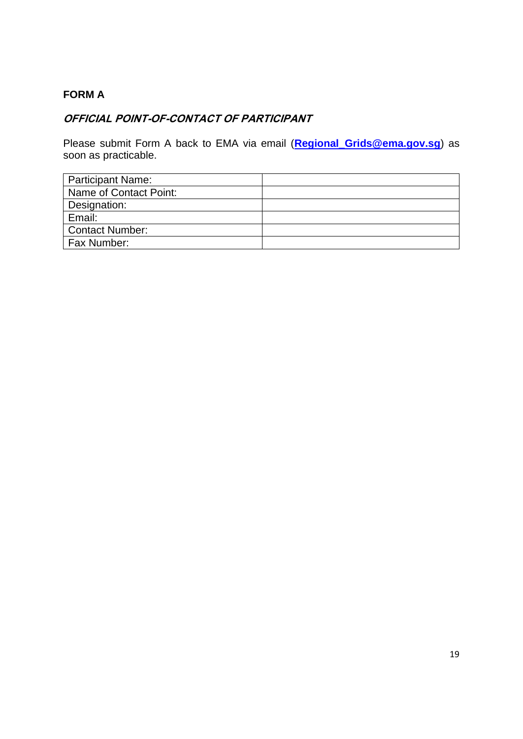**FORM A**

***OFFICIAL POINT-OF-CONTACT OF PARTICIPANT***

Please submit Form A back to EMA via email (**Regional_Grids@ema.gov.sg**) as soon as practicable.

| | |
|---|---|
| Participant Name: | |
| Name of Contact Point: | |
| Designation: | |
| Email: | |
| Contact Number: | |
| Fax Number: | |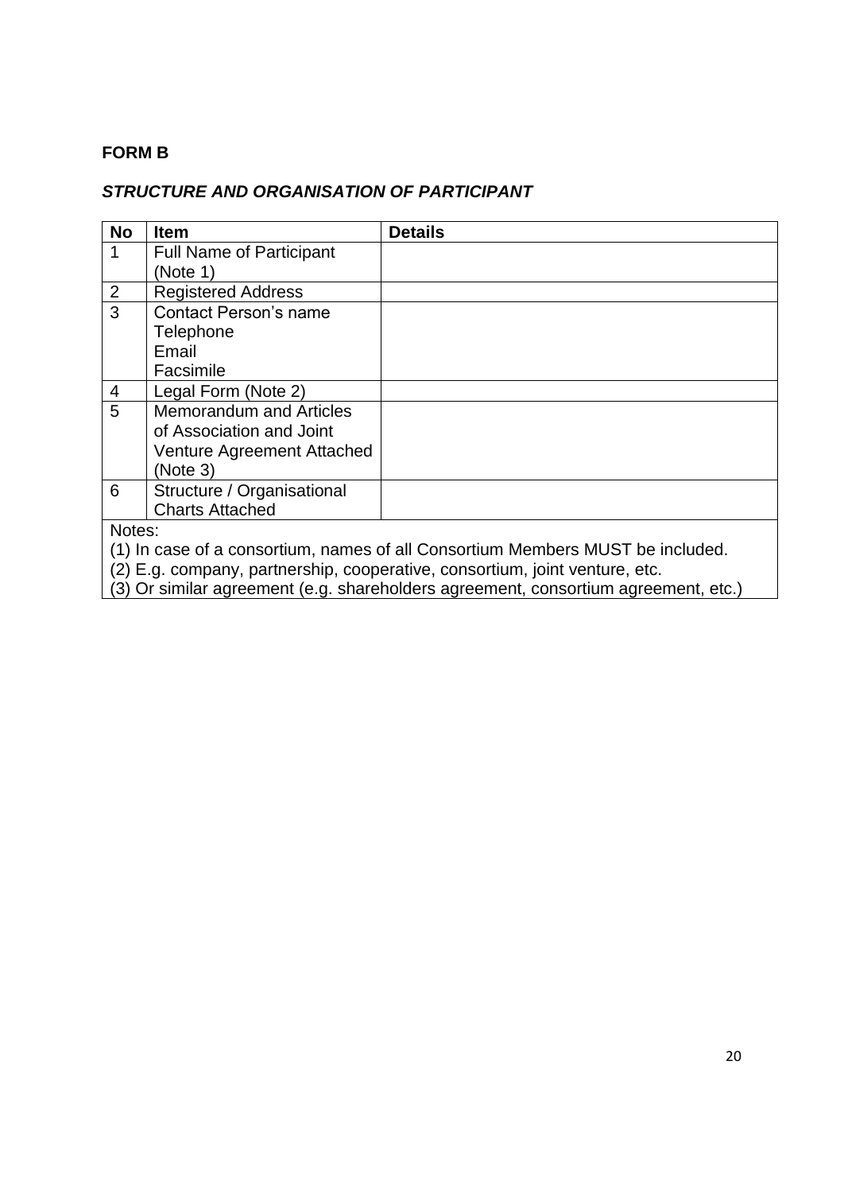**FORM B**

***STRUCTURE AND ORGANISATION OF PARTICIPANT***

| No | Item | Details |
|---|---|---|
| 1 | Full Name of Participant (Note 1) | |
| 2 | Registered Address | |
| 3 | Contact Person's name<br>Telephone<br>Email<br>Facsimile | |
| 4 | Legal Form (Note 2) | |
| 5 | Memorandum and Articles of Association and Joint Venture Agreement Attached (Note 3) | |
| 6 | Structure / Organisational Charts Attached | |

Notes:

(1) In case of a consortium, names of all Consortium Members MUST be included.

(2) E.g. company, partnership, cooperative, consortium, joint venture, etc.

(3) Or similar agreement (e.g. shareholders agreement, consortium agreement, etc.)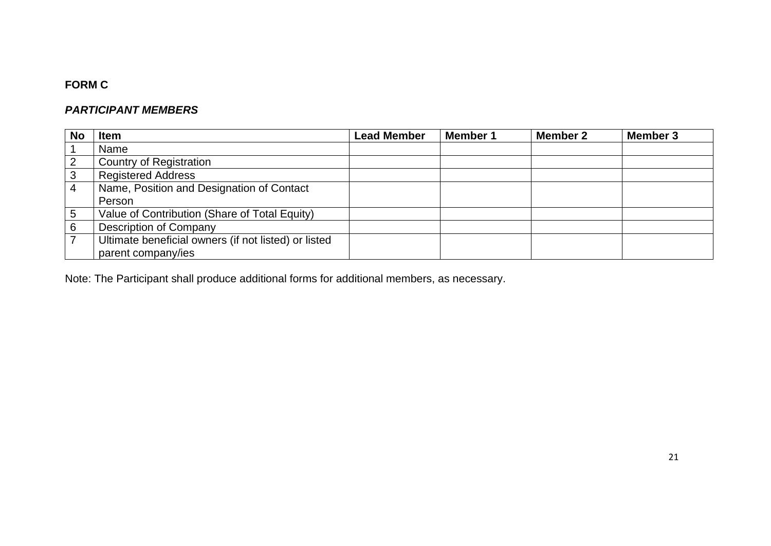**FORM C**

***PARTICIPANT MEMBERS***

| No | Item | Lead Member | Member 1 | Member 2 | Member 3 |
|---|---|---|---|---|---|
| 1 | Name | | | | |
| 2 | Country of Registration | | | | |
| 3 | Registered Address | | | | |
| 4 | Name, Position and Designation of Contact Person | | | | |
| 5 | Value of Contribution (Share of Total Equity) | | | | |
| 6 | Description of Company | | | | |
| 7 | Ultimate beneficial owners (if not listed) or listed parent company/ies | | | | |

Note: The Participant shall produce additional forms for additional members, as necessary.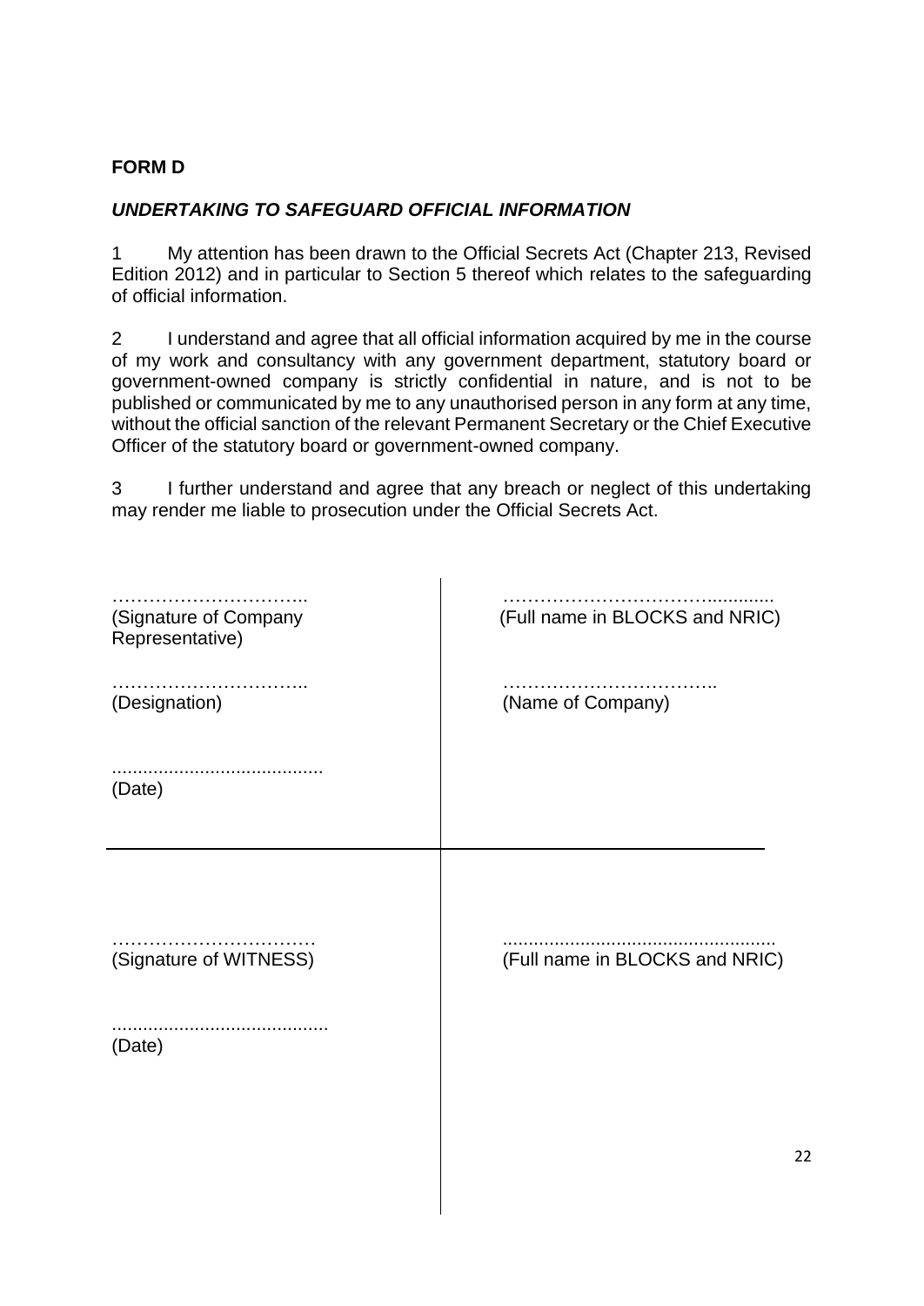**FORM D**

***UNDERTAKING TO SAFEGUARD OFFICIAL INFORMATION***

1 My attention has been drawn to the Official Secrets Act (Chapter 213, Revised Edition 2012) and in particular to Section 5 thereof which relates to the safeguarding of official information.

2 I understand and agree that all official information acquired by me in the course of my work and consultancy with any government department, statutory board or government-owned company is strictly confidential in nature, and is not to be published or communicated by me to any unauthorised person in any form at any time, without the official sanction of the relevant Permanent Secretary or the Chief Executive Officer of the statutory board or government-owned company.

3 I further understand and agree that any breach or neglect of this undertaking may render me liable to prosecution under the Official Secrets Act.

| | |
|---|---|
| …………………………..<br>(Signature of Company Representative) | ……………………………............<br>(Full name in BLOCKS and NRIC) |
| …………………………..<br>(Designation) | ……………………………..<br>(Name of Company) |
| ........................................<br>(Date) | |
| …………………………….<br>(Signature of WITNESS) | ....................................................<br>(Full name in BLOCKS and NRIC) |
| ..........................................<br>(Date) | |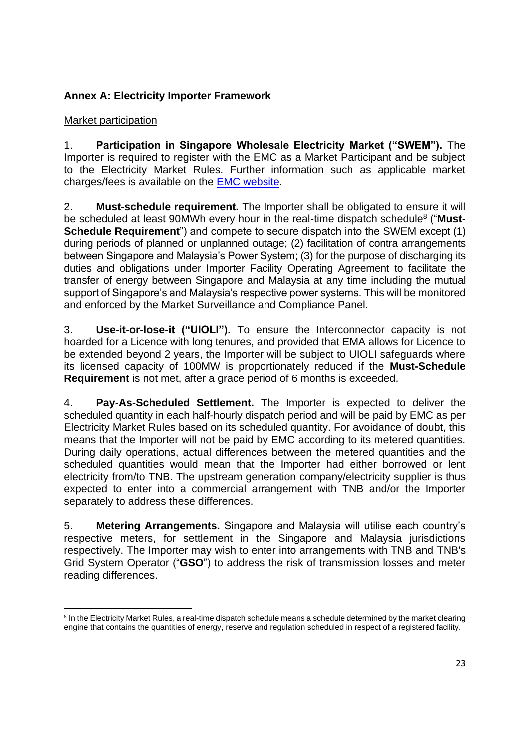**Annex A: Electricity Importer Framework**

Market participation

1. **Participation in Singapore Wholesale Electricity Market ("SWEM").** The Importer is required to register with the EMC as a Market Participant and be subject to the Electricity Market Rules. Further information such as applicable market charges/fees is available on the EMC website.

2. **Must-schedule requirement.** The Importer shall be obligated to ensure it will be scheduled at least 90MWh every hour in the real-time dispatch schedule[8] ("**Must-Schedule Requirement**") and compete to secure dispatch into the SWEM except (1) during periods of planned or unplanned outage; (2) facilitation of contra arrangements between Singapore and Malaysia's Power System; (3) for the purpose of discharging its duties and obligations under Importer Facility Operating Agreement to facilitate the transfer of energy between Singapore and Malaysia at any time including the mutual support of Singapore's and Malaysia's respective power systems. This will be monitored and enforced by the Market Surveillance and Compliance Panel.

3. **Use-it-or-lose-it ("UIOLI").** To ensure the Interconnector capacity is not hoarded for a Licence with long tenures, and provided that EMA allows for Licence to be extended beyond 2 years, the Importer will be subject to UIOLI safeguards where its licensed capacity of 100MW is proportionately reduced if the **Must-Schedule Requirement** is not met, after a grace period of 6 months is exceeded.

4. **Pay-As-Scheduled Settlement.** The Importer is expected to deliver the scheduled quantity in each half-hourly dispatch period and will be paid by EMC as per Electricity Market Rules based on its scheduled quantity. For avoidance of doubt, this means that the Importer will not be paid by EMC according to its metered quantities. During daily operations, actual differences between the metered quantities and the scheduled quantities would mean that the Importer had either borrowed or lent electricity from/to TNB. The upstream generation company/electricity supplier is thus expected to enter into a commercial arrangement with TNB and/or the Importer separately to address these differences.

5. **Metering Arrangements.** Singapore and Malaysia will utilise each country's respective meters, for settlement in the Singapore and Malaysia jurisdictions respectively. The Importer may wish to enter into arrangements with TNB and TNB's Grid System Operator ("**GSO**") to address the risk of transmission losses and meter reading differences.

[8] In the Electricity Market Rules, a real-time dispatch schedule means a schedule determined by the market clearing engine that contains the quantities of energy, reserve and regulation scheduled in respect of a registered facility.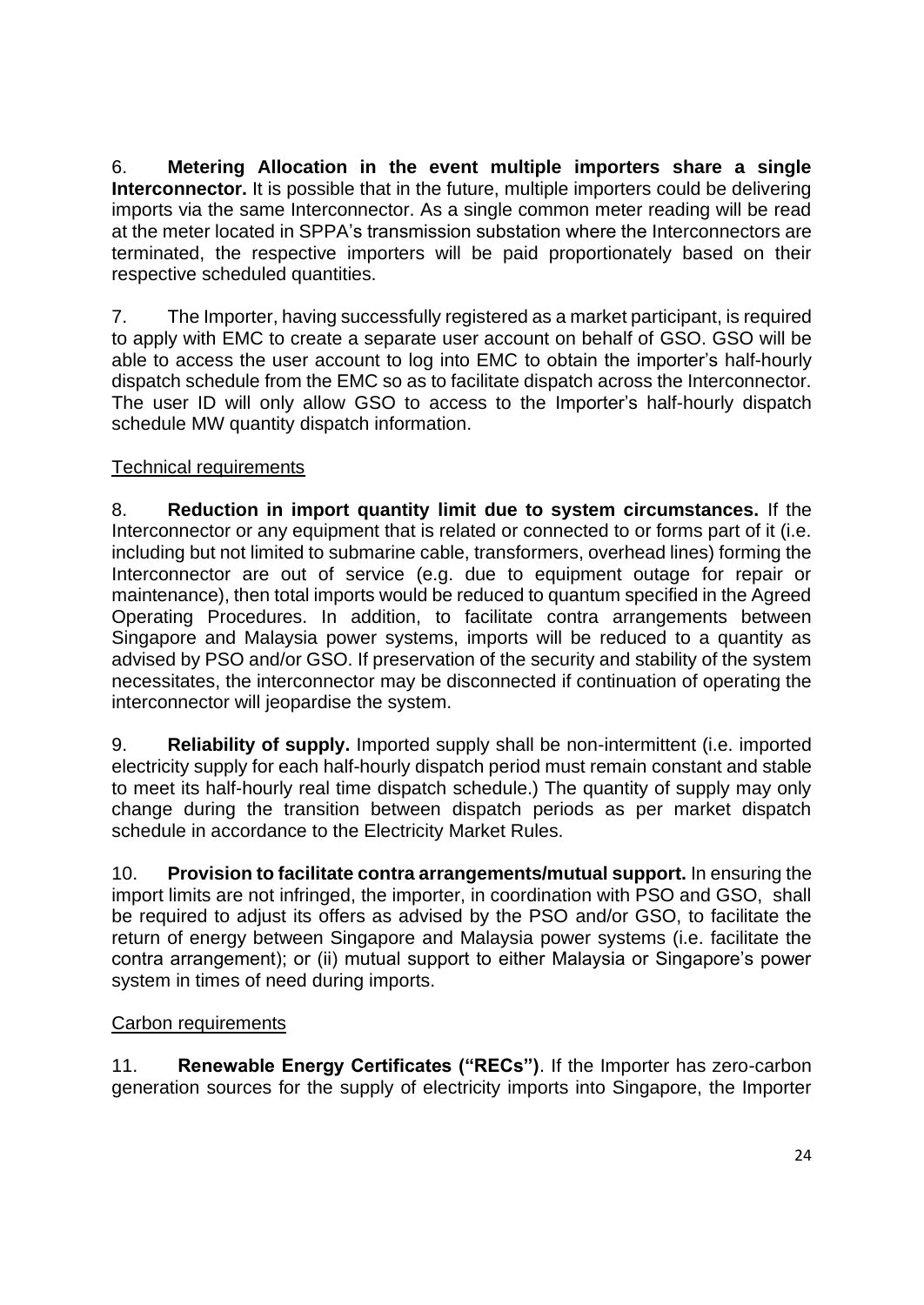6. **Metering Allocation in the event multiple importers share a single Interconnector.** It is possible that in the future, multiple importers could be delivering imports via the same Interconnector. As a single common meter reading will be read at the meter located in SPPA's transmission substation where the Interconnectors are terminated, the respective importers will be paid proportionately based on their respective scheduled quantities.

7. The Importer, having successfully registered as a market participant, is required to apply with EMC to create a separate user account on behalf of GSO. GSO will be able to access the user account to log into EMC to obtain the importer's half-hourly dispatch schedule from the EMC so as to facilitate dispatch across the Interconnector. The user ID will only allow GSO to access to the Importer's half-hourly dispatch schedule MW quantity dispatch information.

Technical requirements

8. **Reduction in import quantity limit due to system circumstances.** If the Interconnector or any equipment that is related or connected to or forms part of it (i.e. including but not limited to submarine cable, transformers, overhead lines) forming the Interconnector are out of service (e.g. due to equipment outage for repair or maintenance), then total imports would be reduced to quantum specified in the Agreed Operating Procedures. In addition, to facilitate contra arrangements between Singapore and Malaysia power systems, imports will be reduced to a quantity as advised by PSO and/or GSO. If preservation of the security and stability of the system necessitates, the interconnector may be disconnected if continuation of operating the interconnector will jeopardise the system.

9. **Reliability of supply.** Imported supply shall be non-intermittent (i.e. imported electricity supply for each half-hourly dispatch period must remain constant and stable to meet its half-hourly real time dispatch schedule.) The quantity of supply may only change during the transition between dispatch periods as per market dispatch schedule in accordance to the Electricity Market Rules.

10. **Provision to facilitate contra arrangements/mutual support.** In ensuring the import limits are not infringed, the importer, in coordination with PSO and GSO, shall be required to adjust its offers as advised by the PSO and/or GSO, to facilitate the return of energy between Singapore and Malaysia power systems (i.e. facilitate the contra arrangement); or (ii) mutual support to either Malaysia or Singapore's power system in times of need during imports.

Carbon requirements

11. **Renewable Energy Certificates ("RECs")**. If the Importer has zero-carbon generation sources for the supply of electricity imports into Singapore, the Importer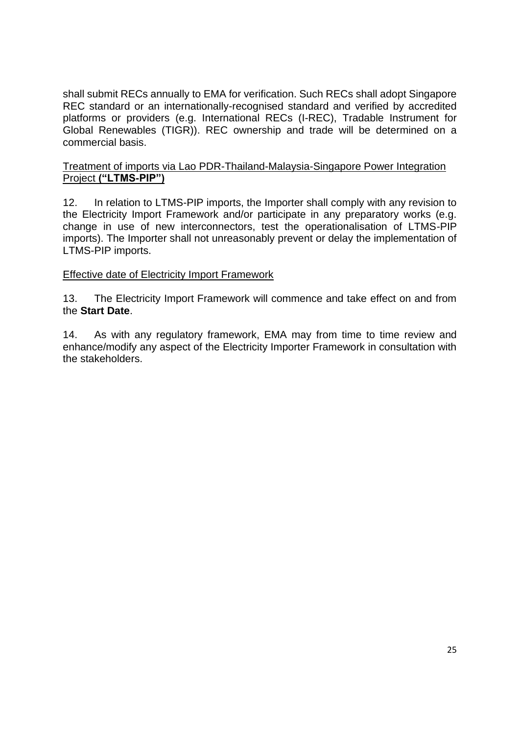shall submit RECs annually to EMA for verification. Such RECs shall adopt Singapore REC standard or an internationally-recognised standard and verified by accredited platforms or providers (e.g. International RECs (I-REC), Tradable Instrument for Global Renewables (TIGR)). REC ownership and trade will be determined on a commercial basis.

<u>Treatment of imports via Lao PDR-Thailand-Malaysia-Singapore Power Integration Project</u> **<u>("LTMS-PIP")</u>**

12. In relation to LTMS-PIP imports, the Importer shall comply with any revision to the Electricity Import Framework and/or participate in any preparatory works (e.g. change in use of new interconnectors, test the operationalisation of LTMS-PIP imports). The Importer shall not unreasonably prevent or delay the implementation of LTMS-PIP imports.

<u>Effective date of Electricity Import Framework</u>

13. The Electricity Import Framework will commence and take effect on and from the **Start Date**.

14. As with any regulatory framework, EMA may from time to time review and enhance/modify any aspect of the Electricity Importer Framework in consultation with the stakeholders.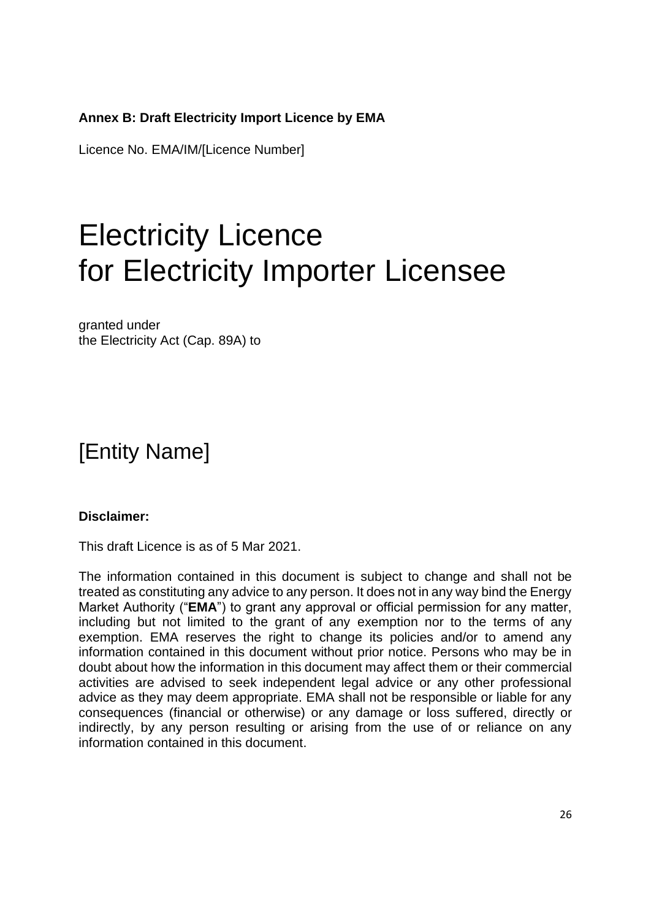**Annex B: Draft Electricity Import Licence by EMA**

Licence No. EMA/IM/[Licence Number]

# Electricity Licence for Electricity Importer Licensee

granted under
the Electricity Act (Cap. 89A) to

## [Entity Name]

**Disclaimer:**

This draft Licence is as of 5 Mar 2021.

The information contained in this document is subject to change and shall not be treated as constituting any advice to any person. It does not in any way bind the Energy Market Authority ("**EMA**") to grant any approval or official permission for any matter, including but not limited to the grant of any exemption nor to the terms of any exemption. EMA reserves the right to change its policies and/or to amend any information contained in this document without prior notice. Persons who may be in doubt about how the information in this document may affect them or their commercial activities are advised to seek independent legal advice or any other professional advice as they may deem appropriate. EMA shall not be responsible or liable for any consequences (financial or otherwise) or any damage or loss suffered, directly or indirectly, by any person resulting or arising from the use of or reliance on any information contained in this document.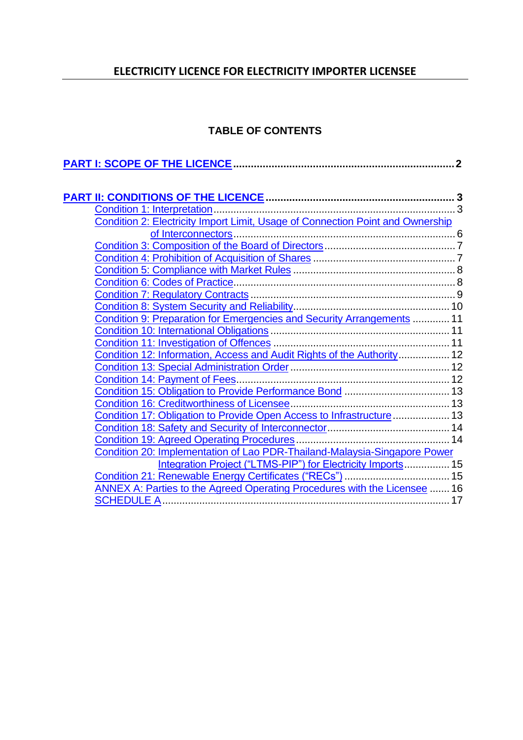# ELECTRICITY LICENCE FOR ELECTRICITY IMPORTER LICENSEE

## TABLE OF CONTENTS

**PART I: SCOPE OF THE LICENCE** ........................................................................ **2**

**PART II: CONDITIONS OF THE LICENCE** ............................................................... **3**

- Condition 1: Interpretation ........................................................................ 3
- Condition 2: Electricity Import Limit, Usage of Connection Point and Ownership of Interconnectors ........................................................................ 6
- Condition 3: Composition of the Board of Directors ........................................ 7
- Condition 4: Prohibition of Acquisition of Shares ........................................... 7
- Condition 5: Compliance with Market Rules ................................................... 8
- Condition 6: Codes of Practice ........................................................................ 8
- Condition 7: Regulatory Contracts .................................................................. 9
- Condition 8: System Security and Reliability.................................................. 10
- Condition 9: Preparation for Emergencies and Security Arrangements ............. 11
- Condition 10: International Obligations .......................................................... 11
- Condition 11: Investigation of Offences ......................................................... 11
- Condition 12: Information, Access and Audit Rights of the Authority ................. 12
- Condition 13: Special Administration Order ..................................................... 12
- Condition 14: Payment of Fees...................................................................... 12
- Condition 15: Obligation to Provide Performance Bond ..................................... 13
- Condition 16: Creditworthiness of Licensee..................................................... 13
- Condition 17: Obligation to Provide Open Access to Infrastructure ................... 13
- Condition 18: Safety and Security of Interconnector......................................... 14
- Condition 19: Agreed Operating Procedures.................................................... 14
- Condition 20: Implementation of Lao PDR-Thailand-Malaysia-Singapore Power Integration Project ("LTMS-PIP") for Electricity Imports ................ 15
- Condition 21: Renewable Energy Certificates ("RECs") ...................................... 15
- ANNEX A: Parties to the Agreed Operating Procedures with the Licensee ....... 16
- SCHEDULE A ................................................................................................ 17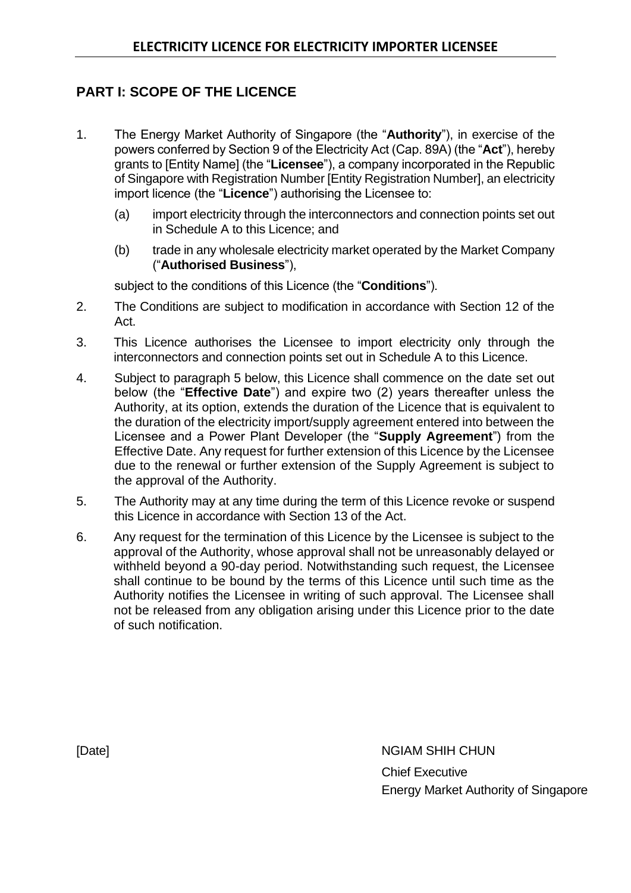# ELECTRICITY LICENCE FOR ELECTRICITY IMPORTER LICENSEE

## PART I: SCOPE OF THE LICENCE

1. The Energy Market Authority of Singapore (the "**Authority**"), in exercise of the powers conferred by Section 9 of the Electricity Act (Cap. 89A) (the "**Act**"), hereby grants to [Entity Name] (the "**Licensee**"), a company incorporated in the Republic of Singapore with Registration Number [Entity Registration Number], an electricity import licence (the "**Licence**") authorising the Licensee to:

   (a) import electricity through the interconnectors and connection points set out in Schedule A to this Licence; and

   (b) trade in any wholesale electricity market operated by the Market Company ("**Authorised Business**"),

   subject to the conditions of this Licence (the "**Conditions**").

2. The Conditions are subject to modification in accordance with Section 12 of the Act.

3. This Licence authorises the Licensee to import electricity only through the interconnectors and connection points set out in Schedule A to this Licence.

4. Subject to paragraph 5 below, this Licence shall commence on the date set out below (the "**Effective Date**") and expire two (2) years thereafter unless the Authority, at its option, extends the duration of the Licence that is equivalent to the duration of the electricity import/supply agreement entered into between the Licensee and a Power Plant Developer (the "**Supply Agreement**") from the Effective Date. Any request for further extension of this Licence by the Licensee due to the renewal or further extension of the Supply Agreement is subject to the approval of the Authority.

5. The Authority may at any time during the term of this Licence revoke or suspend this Licence in accordance with Section 13 of the Act.

6. Any request for the termination of this Licence by the Licensee is subject to the approval of the Authority, whose approval shall not be unreasonably delayed or withheld beyond a 90-day period. Notwithstanding such request, the Licensee shall continue to be bound by the terms of this Licence until such time as the Authority notifies the Licensee in writing of such approval. The Licensee shall not be released from any obligation arising under this Licence prior to the date of such notification.

[Date]

NGIAM SHIH CHUN
Chief Executive
Energy Market Authority of Singapore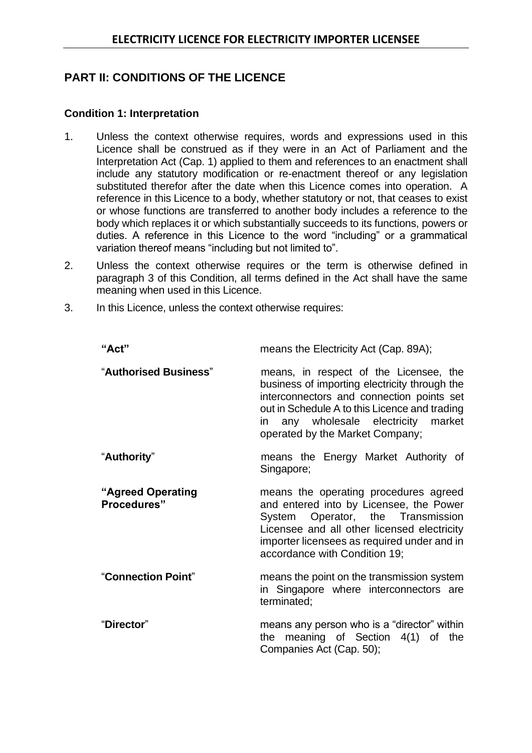## PART II: CONDITIONS OF THE LICENCE

### Condition 1: Interpretation

1. Unless the context otherwise requires, words and expressions used in this Licence shall be construed as if they were in an Act of Parliament and the Interpretation Act (Cap. 1) applied to them and references to an enactment shall include any statutory modification or re-enactment thereof or any legislation substituted therefor after the date when this Licence comes into operation. A reference in this Licence to a body, whether statutory or not, that ceases to exist or whose functions are transferred to another body includes a reference to the body which replaces it or which substantially succeeds to its functions, powers or duties. A reference in this Licence to the word "including" or a grammatical variation thereof means "including but not limited to".

2. Unless the context otherwise requires or the term is otherwise defined in paragraph 3 of this Condition, all terms defined in the Act shall have the same meaning when used in this Licence.

3. In this Licence, unless the context otherwise requires:

| | |
|---|---|
| **"Act"** | means the Electricity Act (Cap. 89A); |
| "**Authorised Business**" | means, in respect of the Licensee, the business of importing electricity through the interconnectors and connection points set out in Schedule A to this Licence and trading in any wholesale electricity market operated by the Market Company; |
| "**Authority**" | means the Energy Market Authority of Singapore; |
| **"Agreed Operating Procedures"** | means the operating procedures agreed and entered into by Licensee, the Power System Operator, the Transmission Licensee and all other licensed electricity importer licensees as required under and in accordance with Condition 19; |
| "**Connection Point**" | means the point on the transmission system in Singapore where interconnectors are terminated; |
| "**Director**" | means any person who is a "director" within the meaning of Section 4(1) of the Companies Act (Cap. 50); |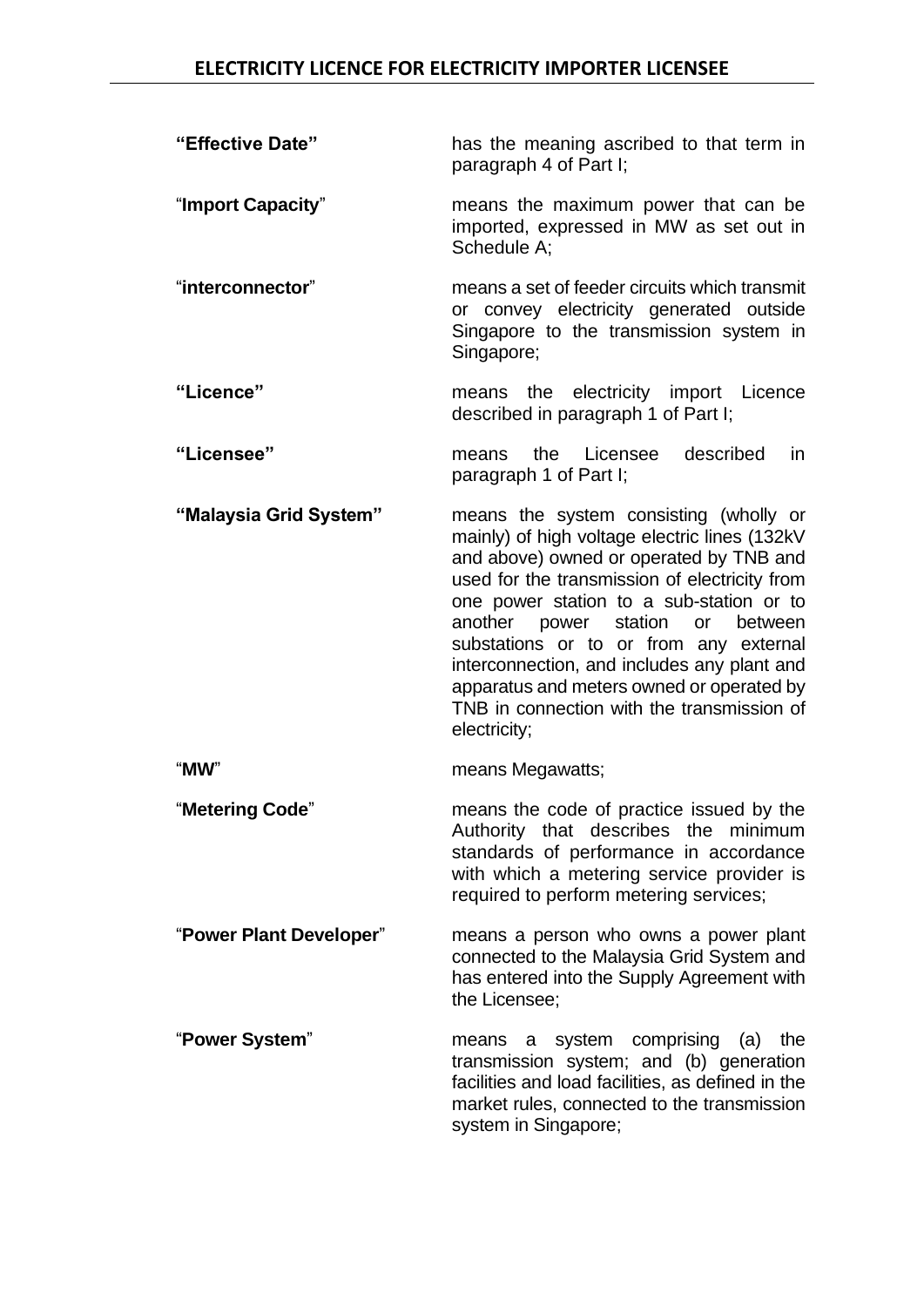| | |
|---|---|
| **"Effective Date"** | has the meaning ascribed to that term in paragraph 4 of Part I; |
| "**Import Capacity**" | means the maximum power that can be imported, expressed in MW as set out in Schedule A; |
| "**interconnector**" | means a set of feeder circuits which transmit or convey electricity generated outside Singapore to the transmission system in Singapore; |
| **"Licence"** | means the electricity import Licence described in paragraph 1 of Part I; |
| **"Licensee"** | means the Licensee described in paragraph 1 of Part I; |
| **"Malaysia Grid System"** | means the system consisting (wholly or mainly) of high voltage electric lines (132kV and above) owned or operated by TNB and used for the transmission of electricity from one power station to a sub-station or to another power station or between substations or to or from any external interconnection, and includes any plant and apparatus and meters owned or operated by TNB in connection with the transmission of electricity; |
| "**MW**" | means Megawatts; |
| "**Metering Code**" | means the code of practice issued by the Authority that describes the minimum standards of performance in accordance with which a metering service provider is required to perform metering services; |
| "**Power Plant Developer**" | means a person who owns a power plant connected to the Malaysia Grid System and has entered into the Supply Agreement with the Licensee; |
| "**Power System**" | means a system comprising (a) the transmission system; and (b) generation facilities and load facilities, as defined in the market rules, connected to the transmission system in Singapore; |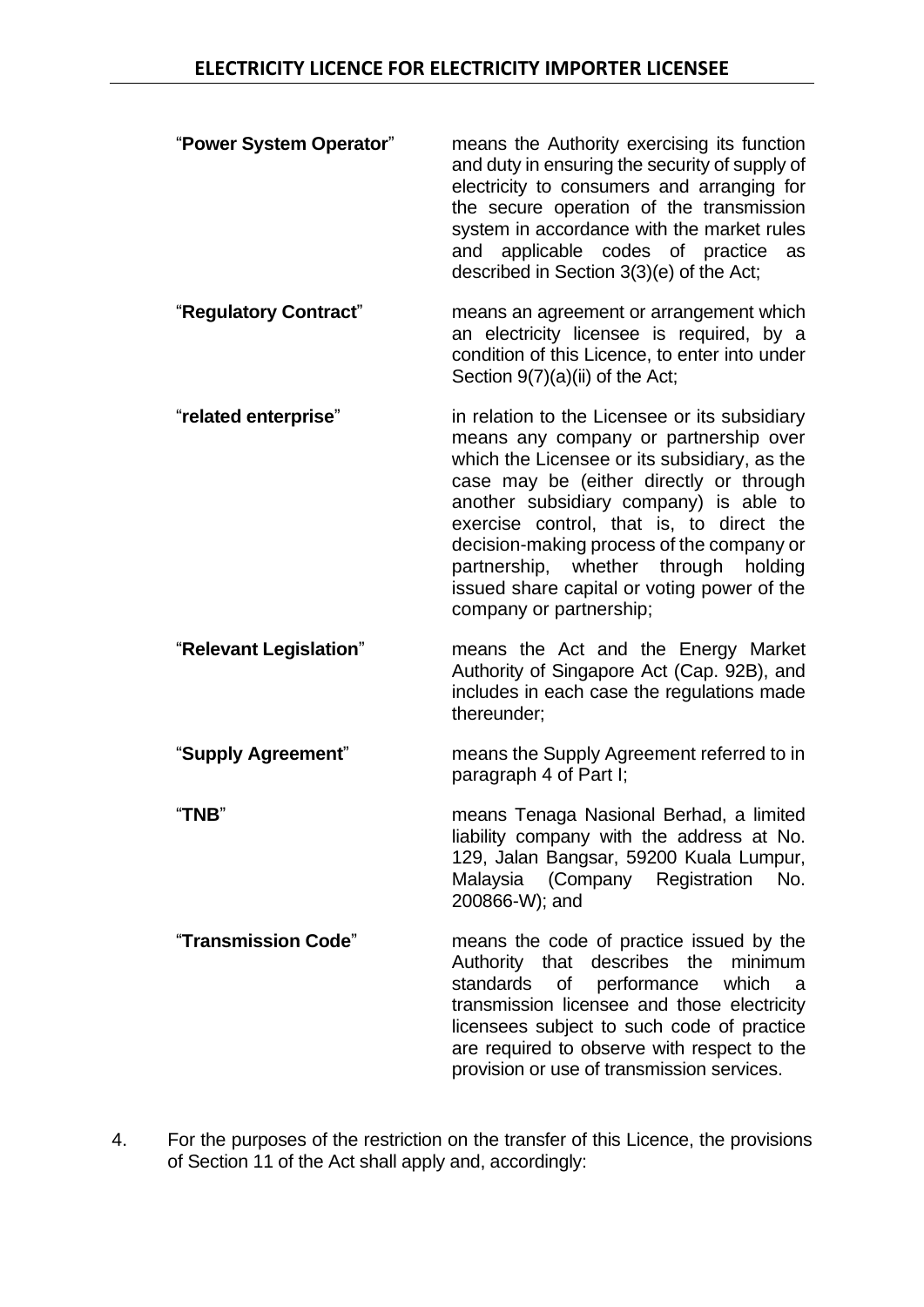| | |
|---|---|
| "**Power System Operator**" | means the Authority exercising its function and duty in ensuring the security of supply of electricity to consumers and arranging for the secure operation of the transmission system in accordance with the market rules and applicable codes of practice as described in Section 3(3)(e) of the Act; |
| "**Regulatory Contract**" | means an agreement or arrangement which an electricity licensee is required, by a condition of this Licence, to enter into under Section 9(7)(a)(ii) of the Act; |
| "**related enterprise**" | in relation to the Licensee or its subsidiary means any company or partnership over which the Licensee or its subsidiary, as the case may be (either directly or through another subsidiary company) is able to exercise control, that is, to direct the decision-making process of the company or partnership, whether through holding issued share capital or voting power of the company or partnership; |
| "**Relevant Legislation**" | means the Act and the Energy Market Authority of Singapore Act (Cap. 92B), and includes in each case the regulations made thereunder; |
| "**Supply Agreement**" | means the Supply Agreement referred to in paragraph 4 of Part I; |
| "**TNB**" | means Tenaga Nasional Berhad, a limited liability company with the address at No. 129, Jalan Bangsar, 59200 Kuala Lumpur, Malaysia (Company Registration No. 200866-W); and |
| "**Transmission Code**" | means the code of practice issued by the Authority that describes the minimum standards of performance which a transmission licensee and those electricity licensees subject to such code of practice are required to observe with respect to the provision or use of transmission services. |

4. For the purposes of the restriction on the transfer of this Licence, the provisions of Section 11 of the Act shall apply and, accordingly: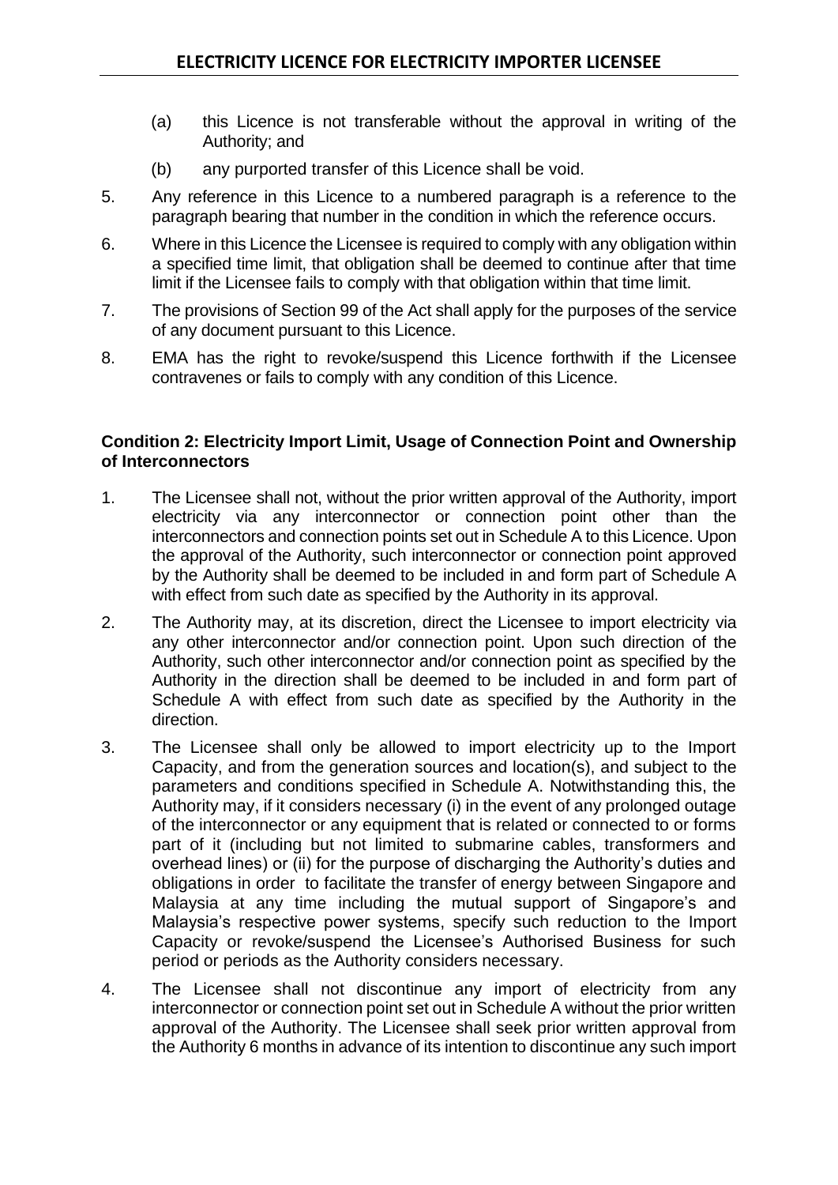(a) this Licence is not transferable without the approval in writing of the Authority; and

(b) any purported transfer of this Licence shall be void.

5. Any reference in this Licence to a numbered paragraph is a reference to the paragraph bearing that number in the condition in which the reference occurs.

6. Where in this Licence the Licensee is required to comply with any obligation within a specified time limit, that obligation shall be deemed to continue after that time limit if the Licensee fails to comply with that obligation within that time limit.

7. The provisions of Section 99 of the Act shall apply for the purposes of the service of any document pursuant to this Licence.

8. EMA has the right to revoke/suspend this Licence forthwith if the Licensee contravenes or fails to comply with any condition of this Licence.

**Condition 2: Electricity Import Limit, Usage of Connection Point and Ownership of Interconnectors**

1. The Licensee shall not, without the prior written approval of the Authority, import electricity via any interconnector or connection point other than the interconnectors and connection points set out in Schedule A to this Licence. Upon the approval of the Authority, such interconnector or connection point approved by the Authority shall be deemed to be included in and form part of Schedule A with effect from such date as specified by the Authority in its approval.

2. The Authority may, at its discretion, direct the Licensee to import electricity via any other interconnector and/or connection point. Upon such direction of the Authority, such other interconnector and/or connection point as specified by the Authority in the direction shall be deemed to be included in and form part of Schedule A with effect from such date as specified by the Authority in the direction.

3. The Licensee shall only be allowed to import electricity up to the Import Capacity, and from the generation sources and location(s), and subject to the parameters and conditions specified in Schedule A. Notwithstanding this, the Authority may, if it considers necessary (i) in the event of any prolonged outage of the interconnector or any equipment that is related or connected to or forms part of it (including but not limited to submarine cables, transformers and overhead lines) or (ii) for the purpose of discharging the Authority's duties and obligations in order to facilitate the transfer of energy between Singapore and Malaysia at any time including the mutual support of Singapore's and Malaysia's respective power systems, specify such reduction to the Import Capacity or revoke/suspend the Licensee's Authorised Business for such period or periods as the Authority considers necessary.

4. The Licensee shall not discontinue any import of electricity from any interconnector or connection point set out in Schedule A without the prior written approval of the Authority. The Licensee shall seek prior written approval from the Authority 6 months in advance of its intention to discontinue any such import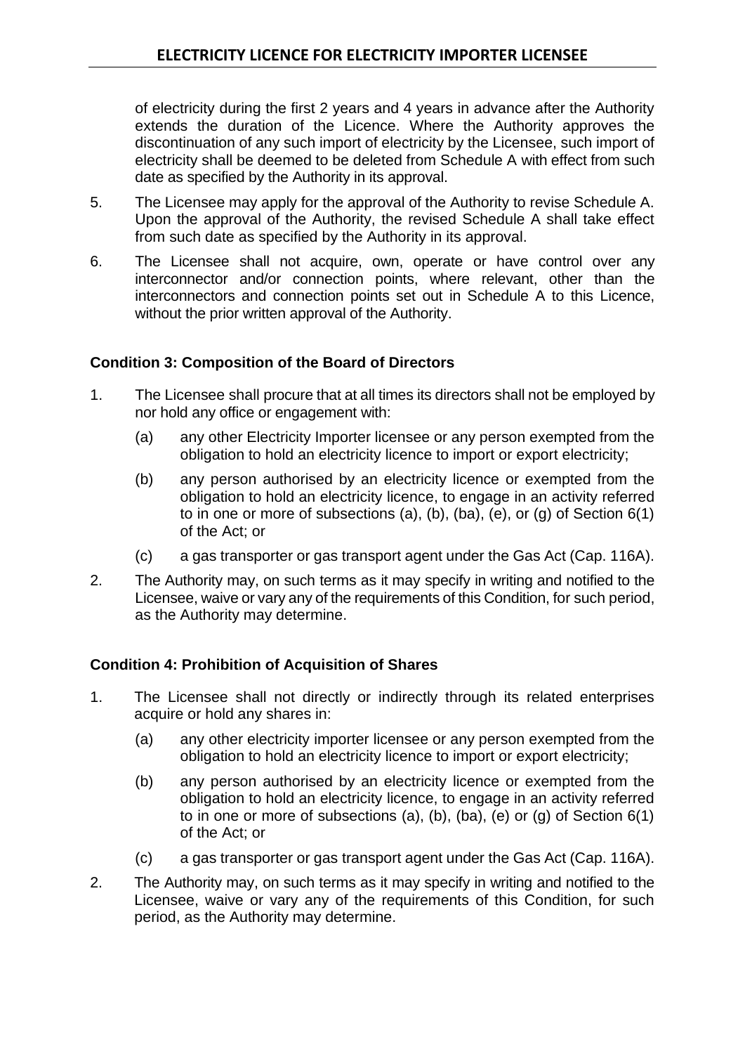of electricity during the first 2 years and 4 years in advance after the Authority extends the duration of the Licence. Where the Authority approves the discontinuation of any such import of electricity by the Licensee, such import of electricity shall be deemed to be deleted from Schedule A with effect from such date as specified by the Authority in its approval.

5. The Licensee may apply for the approval of the Authority to revise Schedule A. Upon the approval of the Authority, the revised Schedule A shall take effect from such date as specified by the Authority in its approval.

6. The Licensee shall not acquire, own, operate or have control over any interconnector and/or connection points, where relevant, other than the interconnectors and connection points set out in Schedule A to this Licence, without the prior written approval of the Authority.

**Condition 3: Composition of the Board of Directors**

1. The Licensee shall procure that at all times its directors shall not be employed by nor hold any office or engagement with:

    (a) any other Electricity Importer licensee or any person exempted from the obligation to hold an electricity licence to import or export electricity;

    (b) any person authorised by an electricity licence or exempted from the obligation to hold an electricity licence, to engage in an activity referred to in one or more of subsections (a), (b), (ba), (e), or (g) of Section 6(1) of the Act; or

    (c) a gas transporter or gas transport agent under the Gas Act (Cap. 116A).

2. The Authority may, on such terms as it may specify in writing and notified to the Licensee, waive or vary any of the requirements of this Condition, for such period, as the Authority may determine.

**Condition 4: Prohibition of Acquisition of Shares**

1. The Licensee shall not directly or indirectly through its related enterprises acquire or hold any shares in:

    (a) any other electricity importer licensee or any person exempted from the obligation to hold an electricity licence to import or export electricity;

    (b) any person authorised by an electricity licence or exempted from the obligation to hold an electricity licence, to engage in an activity referred to in one or more of subsections (a), (b), (ba), (e) or (g) of Section 6(1) of the Act; or

    (c) a gas transporter or gas transport agent under the Gas Act (Cap. 116A).

2. The Authority may, on such terms as it may specify in writing and notified to the Licensee, waive or vary any of the requirements of this Condition, for such period, as the Authority may determine.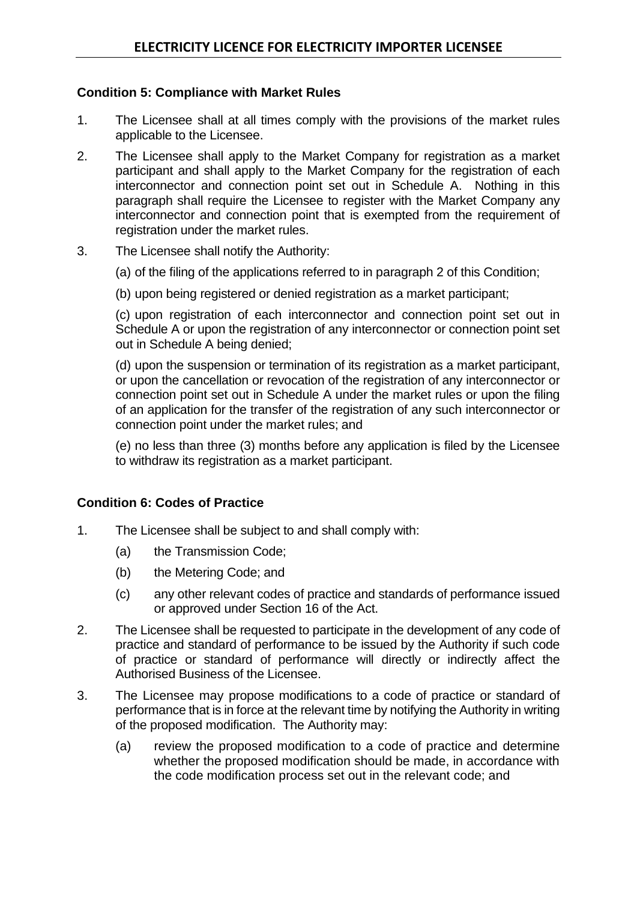### Condition 5: Compliance with Market Rules

1. The Licensee shall at all times comply with the provisions of the market rules applicable to the Licensee.
2. The Licensee shall apply to the Market Company for registration as a market participant and shall apply to the Market Company for the registration of each interconnector and connection point set out in Schedule A. Nothing in this paragraph shall require the Licensee to register with the Market Company any interconnector and connection point that is exempted from the requirement of registration under the market rules.
3. The Licensee shall notify the Authority:

   (a) of the filing of the applications referred to in paragraph 2 of this Condition;

   (b) upon being registered or denied registration as a market participant;

   (c) upon registration of each interconnector and connection point set out in Schedule A or upon the registration of any interconnector or connection point set out in Schedule A being denied;

   (d) upon the suspension or termination of its registration as a market participant, or upon the cancellation or revocation of the registration of any interconnector or connection point set out in Schedule A under the market rules or upon the filing of an application for the transfer of the registration of any such interconnector or connection point under the market rules; and

   (e) no less than three (3) months before any application is filed by the Licensee to withdraw its registration as a market participant.

### Condition 6: Codes of Practice

1. The Licensee shall be subject to and shall comply with:
   - (a) the Transmission Code;
   - (b) the Metering Code; and
   - (c) any other relevant codes of practice and standards of performance issued or approved under Section 16 of the Act.
2. The Licensee shall be requested to participate in the development of any code of practice and standard of performance to be issued by the Authority if such code of practice or standard of performance will directly or indirectly affect the Authorised Business of the Licensee.
3. The Licensee may propose modifications to a code of practice or standard of performance that is in force at the relevant time by notifying the Authority in writing of the proposed modification. The Authority may:
   - (a) review the proposed modification to a code of practice and determine whether the proposed modification should be made, in accordance with the code modification process set out in the relevant code; and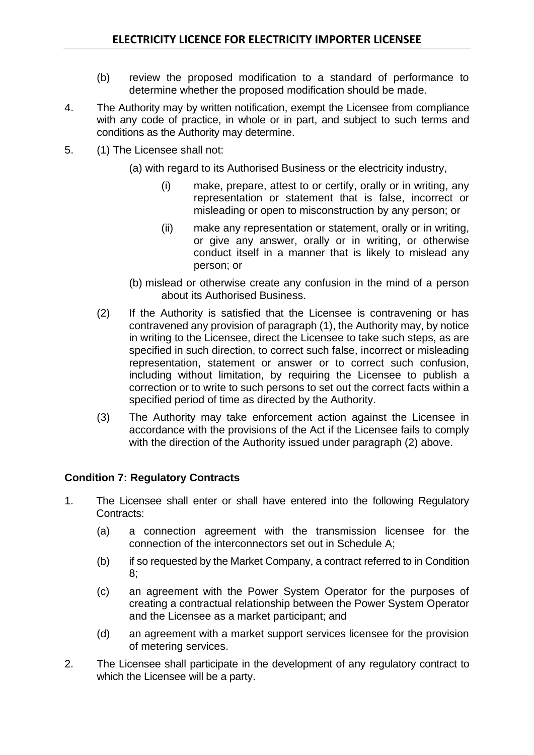(b) review the proposed modification to a standard of performance to determine whether the proposed modification should be made.

4. The Authority may by written notification, exempt the Licensee from compliance with any code of practice, in whole or in part, and subject to such terms and conditions as the Authority may determine.

5. (1) The Licensee shall not:

   (a) with regard to its Authorised Business or the electricity industry,

   (i) make, prepare, attest to or certify, orally or in writing, any representation or statement that is false, incorrect or misleading or open to misconstruction by any person; or

   (ii) make any representation or statement, orally or in writing, or give any answer, orally or in writing, or otherwise conduct itself in a manner that is likely to mislead any person; or

   (b) mislead or otherwise create any confusion in the mind of a person about its Authorised Business.

   (2) If the Authority is satisfied that the Licensee is contravening or has contravened any provision of paragraph (1), the Authority may, by notice in writing to the Licensee, direct the Licensee to take such steps, as are specified in such direction, to correct such false, incorrect or misleading representation, statement or answer or to correct such confusion, including without limitation, by requiring the Licensee to publish a correction or to write to such persons to set out the correct facts within a specified period of time as directed by the Authority.

   (3) The Authority may take enforcement action against the Licensee in accordance with the provisions of the Act if the Licensee fails to comply with the direction of the Authority issued under paragraph (2) above.

**Condition 7: Regulatory Contracts**

1. The Licensee shall enter or shall have entered into the following Regulatory Contracts:

   (a) a connection agreement with the transmission licensee for the connection of the interconnectors set out in Schedule A;

   (b) if so requested by the Market Company, a contract referred to in Condition 8;

   (c) an agreement with the Power System Operator for the purposes of creating a contractual relationship between the Power System Operator and the Licensee as a market participant; and

   (d) an agreement with a market support services licensee for the provision of metering services.

2. The Licensee shall participate in the development of any regulatory contract to which the Licensee will be a party.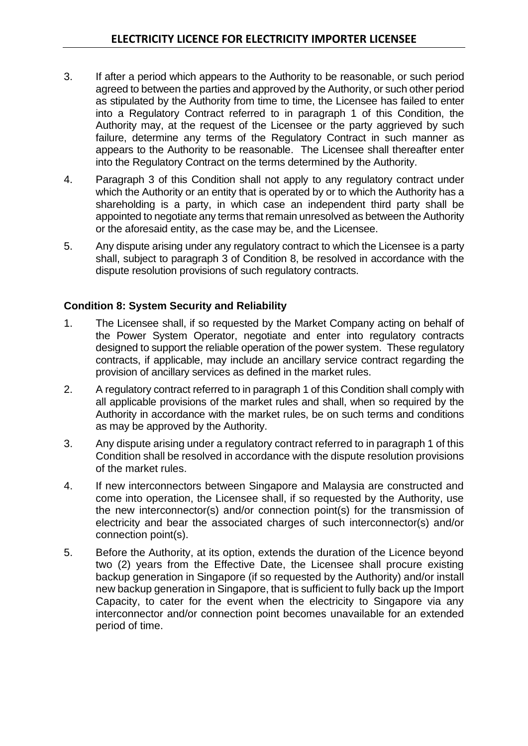3. If after a period which appears to the Authority to be reasonable, or such period agreed to between the parties and approved by the Authority, or such other period as stipulated by the Authority from time to time, the Licensee has failed to enter into a Regulatory Contract referred to in paragraph 1 of this Condition, the Authority may, at the request of the Licensee or the party aggrieved by such failure, determine any terms of the Regulatory Contract in such manner as appears to the Authority to be reasonable. The Licensee shall thereafter enter into the Regulatory Contract on the terms determined by the Authority.

4. Paragraph 3 of this Condition shall not apply to any regulatory contract under which the Authority or an entity that is operated by or to which the Authority has a shareholding is a party, in which case an independent third party shall be appointed to negotiate any terms that remain unresolved as between the Authority or the aforesaid entity, as the case may be, and the Licensee.

5. Any dispute arising under any regulatory contract to which the Licensee is a party shall, subject to paragraph 3 of Condition 8, be resolved in accordance with the dispute resolution provisions of such regulatory contracts.

### Condition 8: System Security and Reliability

1. The Licensee shall, if so requested by the Market Company acting on behalf of the Power System Operator, negotiate and enter into regulatory contracts designed to support the reliable operation of the power system. These regulatory contracts, if applicable, may include an ancillary service contract regarding the provision of ancillary services as defined in the market rules.

2. A regulatory contract referred to in paragraph 1 of this Condition shall comply with all applicable provisions of the market rules and shall, when so required by the Authority in accordance with the market rules, be on such terms and conditions as may be approved by the Authority.

3. Any dispute arising under a regulatory contract referred to in paragraph 1 of this Condition shall be resolved in accordance with the dispute resolution provisions of the market rules.

4. If new interconnectors between Singapore and Malaysia are constructed and come into operation, the Licensee shall, if so requested by the Authority, use the new interconnector(s) and/or connection point(s) for the transmission of electricity and bear the associated charges of such interconnector(s) and/or connection point(s).

5. Before the Authority, at its option, extends the duration of the Licence beyond two (2) years from the Effective Date, the Licensee shall procure existing backup generation in Singapore (if so requested by the Authority) and/or install new backup generation in Singapore, that is sufficient to fully back up the Import Capacity, to cater for the event when the electricity to Singapore via any interconnector and/or connection point becomes unavailable for an extended period of time.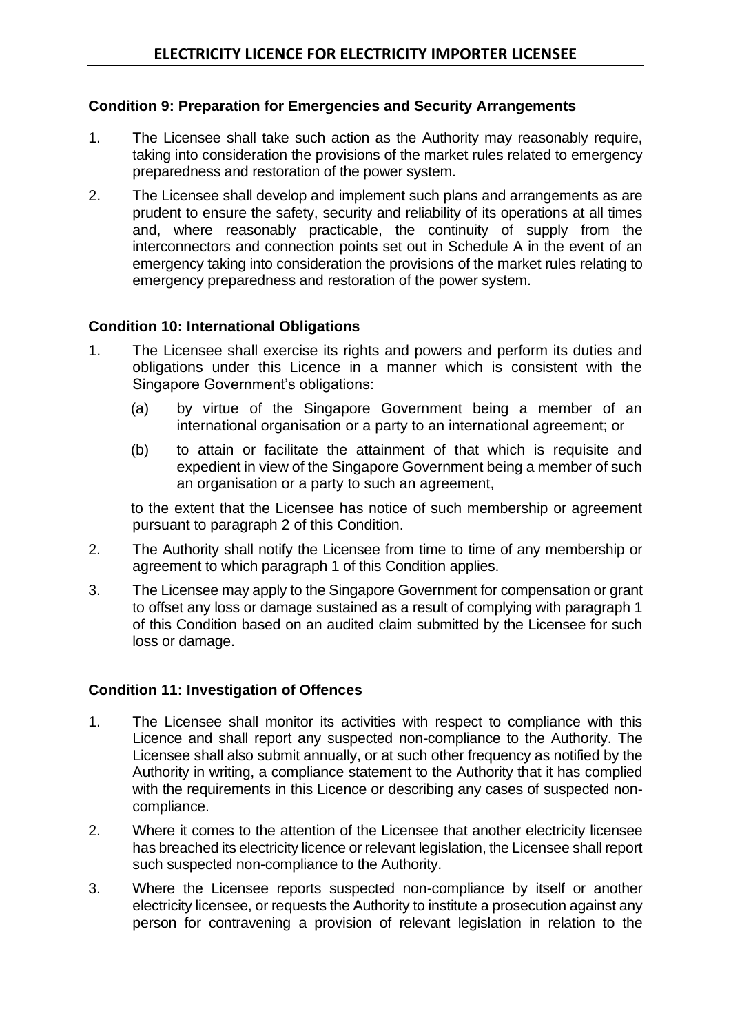### Condition 9: Preparation for Emergencies and Security Arrangements

1. The Licensee shall take such action as the Authority may reasonably require, taking into consideration the provisions of the market rules related to emergency preparedness and restoration of the power system.

2. The Licensee shall develop and implement such plans and arrangements as are prudent to ensure the safety, security and reliability of its operations at all times and, where reasonably practicable, the continuity of supply from the interconnectors and connection points set out in Schedule A in the event of an emergency taking into consideration the provisions of the market rules relating to emergency preparedness and restoration of the power system.

### Condition 10: International Obligations

1. The Licensee shall exercise its rights and powers and perform its duties and obligations under this Licence in a manner which is consistent with the Singapore Government's obligations:

   (a) by virtue of the Singapore Government being a member of an international organisation or a party to an international agreement; or

   (b) to attain or facilitate the attainment of that which is requisite and expedient in view of the Singapore Government being a member of such an organisation or a party to such an agreement,

   to the extent that the Licensee has notice of such membership or agreement pursuant to paragraph 2 of this Condition.

2. The Authority shall notify the Licensee from time to time of any membership or agreement to which paragraph 1 of this Condition applies.

3. The Licensee may apply to the Singapore Government for compensation or grant to offset any loss or damage sustained as a result of complying with paragraph 1 of this Condition based on an audited claim submitted by the Licensee for such loss or damage.

### Condition 11: Investigation of Offences

1. The Licensee shall monitor its activities with respect to compliance with this Licence and shall report any suspected non-compliance to the Authority. The Licensee shall also submit annually, or at such other frequency as notified by the Authority in writing, a compliance statement to the Authority that it has complied with the requirements in this Licence or describing any cases of suspected non-compliance.

2. Where it comes to the attention of the Licensee that another electricity licensee has breached its electricity licence or relevant legislation, the Licensee shall report such suspected non-compliance to the Authority.

3. Where the Licensee reports suspected non-compliance by itself or another electricity licensee, or requests the Authority to institute a prosecution against any person for contravening a provision of relevant legislation in relation to the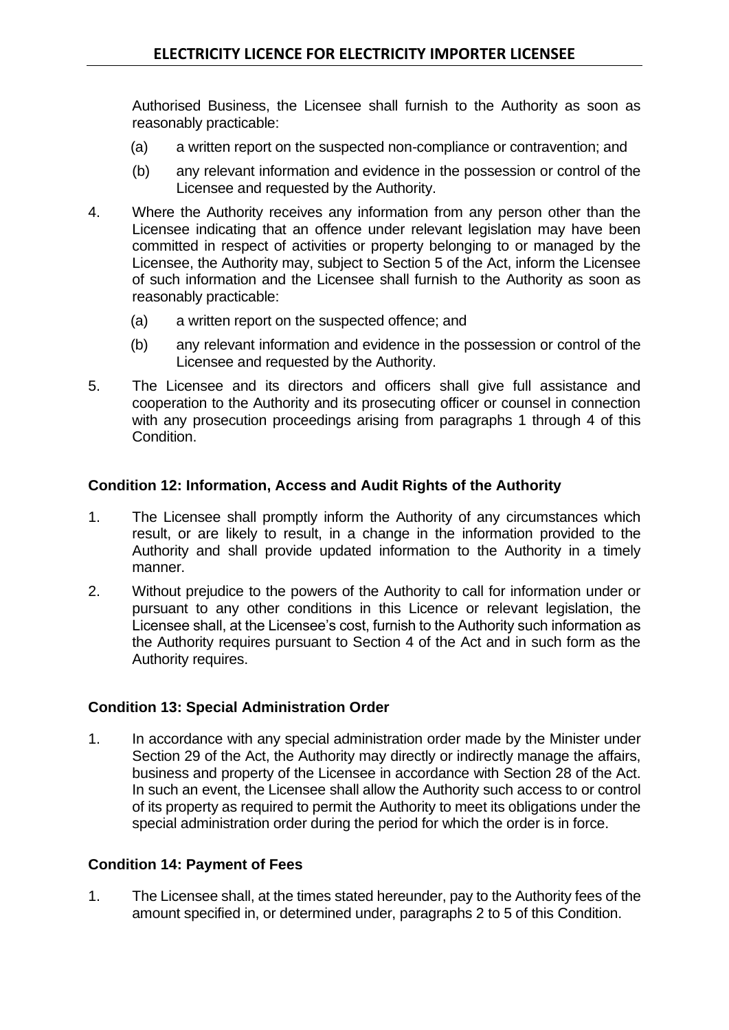Authorised Business, the Licensee shall furnish to the Authority as soon as reasonably practicable:

(a) a written report on the suspected non-compliance or contravention; and

(b) any relevant information and evidence in the possession or control of the Licensee and requested by the Authority.

4. Where the Authority receives any information from any person other than the Licensee indicating that an offence under relevant legislation may have been committed in respect of activities or property belonging to or managed by the Licensee, the Authority may, subject to Section 5 of the Act, inform the Licensee of such information and the Licensee shall furnish to the Authority as soon as reasonably practicable:

   (a) a written report on the suspected offence; and

   (b) any relevant information and evidence in the possession or control of the Licensee and requested by the Authority.

5. The Licensee and its directors and officers shall give full assistance and cooperation to the Authority and its prosecuting officer or counsel in connection with any prosecution proceedings arising from paragraphs 1 through 4 of this Condition.

**Condition 12: Information, Access and Audit Rights of the Authority**

1. The Licensee shall promptly inform the Authority of any circumstances which result, or are likely to result, in a change in the information provided to the Authority and shall provide updated information to the Authority in a timely manner.

2. Without prejudice to the powers of the Authority to call for information under or pursuant to any other conditions in this Licence or relevant legislation, the Licensee shall, at the Licensee's cost, furnish to the Authority such information as the Authority requires pursuant to Section 4 of the Act and in such form as the Authority requires.

**Condition 13: Special Administration Order**

1. In accordance with any special administration order made by the Minister under Section 29 of the Act, the Authority may directly or indirectly manage the affairs, business and property of the Licensee in accordance with Section 28 of the Act. In such an event, the Licensee shall allow the Authority such access to or control of its property as required to permit the Authority to meet its obligations under the special administration order during the period for which the order is in force.

**Condition 14: Payment of Fees**

1. The Licensee shall, at the times stated hereunder, pay to the Authority fees of the amount specified in, or determined under, paragraphs 2 to 5 of this Condition.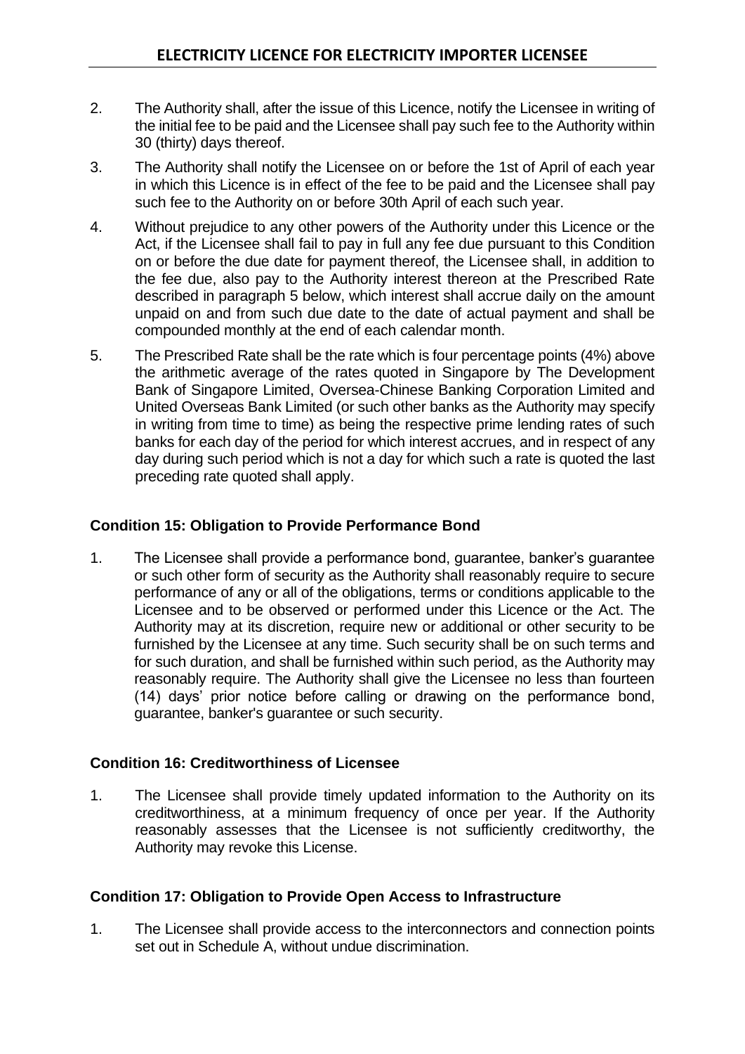2. The Authority shall, after the issue of this Licence, notify the Licensee in writing of the initial fee to be paid and the Licensee shall pay such fee to the Authority within 30 (thirty) days thereof.

3. The Authority shall notify the Licensee on or before the 1st of April of each year in which this Licence is in effect of the fee to be paid and the Licensee shall pay such fee to the Authority on or before 30th April of each such year.

4. Without prejudice to any other powers of the Authority under this Licence or the Act, if the Licensee shall fail to pay in full any fee due pursuant to this Condition on or before the due date for payment thereof, the Licensee shall, in addition to the fee due, also pay to the Authority interest thereon at the Prescribed Rate described in paragraph 5 below, which interest shall accrue daily on the amount unpaid on and from such due date to the date of actual payment and shall be compounded monthly at the end of each calendar month.

5. The Prescribed Rate shall be the rate which is four percentage points (4%) above the arithmetic average of the rates quoted in Singapore by The Development Bank of Singapore Limited, Oversea-Chinese Banking Corporation Limited and United Overseas Bank Limited (or such other banks as the Authority may specify in writing from time to time) as being the respective prime lending rates of such banks for each day of the period for which interest accrues, and in respect of any day during such period which is not a day for which such a rate is quoted the last preceding rate quoted shall apply.

### Condition 15: Obligation to Provide Performance Bond

1. The Licensee shall provide a performance bond, guarantee, banker's guarantee or such other form of security as the Authority shall reasonably require to secure performance of any or all of the obligations, terms or conditions applicable to the Licensee and to be observed or performed under this Licence or the Act. The Authority may at its discretion, require new or additional or other security to be furnished by the Licensee at any time. Such security shall be on such terms and for such duration, and shall be furnished within such period, as the Authority may reasonably require. The Authority shall give the Licensee no less than fourteen (14) days' prior notice before calling or drawing on the performance bond, guarantee, banker's guarantee or such security.

### Condition 16: Creditworthiness of Licensee

1. The Licensee shall provide timely updated information to the Authority on its creditworthiness, at a minimum frequency of once per year. If the Authority reasonably assesses that the Licensee is not sufficiently creditworthy, the Authority may revoke this License.

### Condition 17: Obligation to Provide Open Access to Infrastructure

1. The Licensee shall provide access to the interconnectors and connection points set out in Schedule A, without undue discrimination.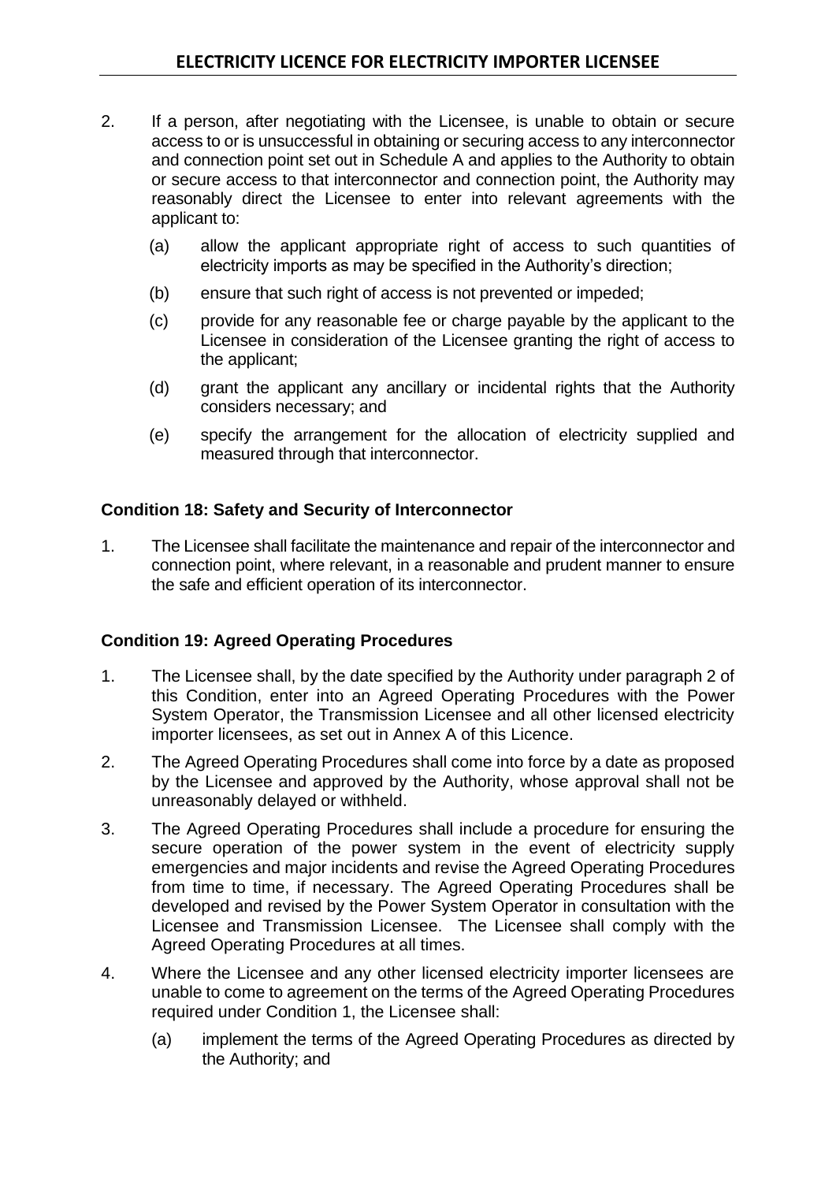2. If a person, after negotiating with the Licensee, is unable to obtain or secure access to or is unsuccessful in obtaining or securing access to any interconnector and connection point set out in Schedule A and applies to the Authority to obtain or secure access to that interconnector and connection point, the Authority may reasonably direct the Licensee to enter into relevant agreements with the applicant to:

   (a) allow the applicant appropriate right of access to such quantities of electricity imports as may be specified in the Authority's direction;

   (b) ensure that such right of access is not prevented or impeded;

   (c) provide for any reasonable fee or charge payable by the applicant to the Licensee in consideration of the Licensee granting the right of access to the applicant;

   (d) grant the applicant any ancillary or incidental rights that the Authority considers necessary; and

   (e) specify the arrangement for the allocation of electricity supplied and measured through that interconnector.

**Condition 18: Safety and Security of Interconnector**

1. The Licensee shall facilitate the maintenance and repair of the interconnector and connection point, where relevant, in a reasonable and prudent manner to ensure the safe and efficient operation of its interconnector.

**Condition 19: Agreed Operating Procedures**

1. The Licensee shall, by the date specified by the Authority under paragraph 2 of this Condition, enter into an Agreed Operating Procedures with the Power System Operator, the Transmission Licensee and all other licensed electricity importer licensees, as set out in Annex A of this Licence.

2. The Agreed Operating Procedures shall come into force by a date as proposed by the Licensee and approved by the Authority, whose approval shall not be unreasonably delayed or withheld.

3. The Agreed Operating Procedures shall include a procedure for ensuring the secure operation of the power system in the event of electricity supply emergencies and major incidents and revise the Agreed Operating Procedures from time to time, if necessary. The Agreed Operating Procedures shall be developed and revised by the Power System Operator in consultation with the Licensee and Transmission Licensee. The Licensee shall comply with the Agreed Operating Procedures at all times.

4. Where the Licensee and any other licensed electricity importer licensees are unable to come to agreement on the terms of the Agreed Operating Procedures required under Condition 1, the Licensee shall:

   (a) implement the terms of the Agreed Operating Procedures as directed by the Authority; and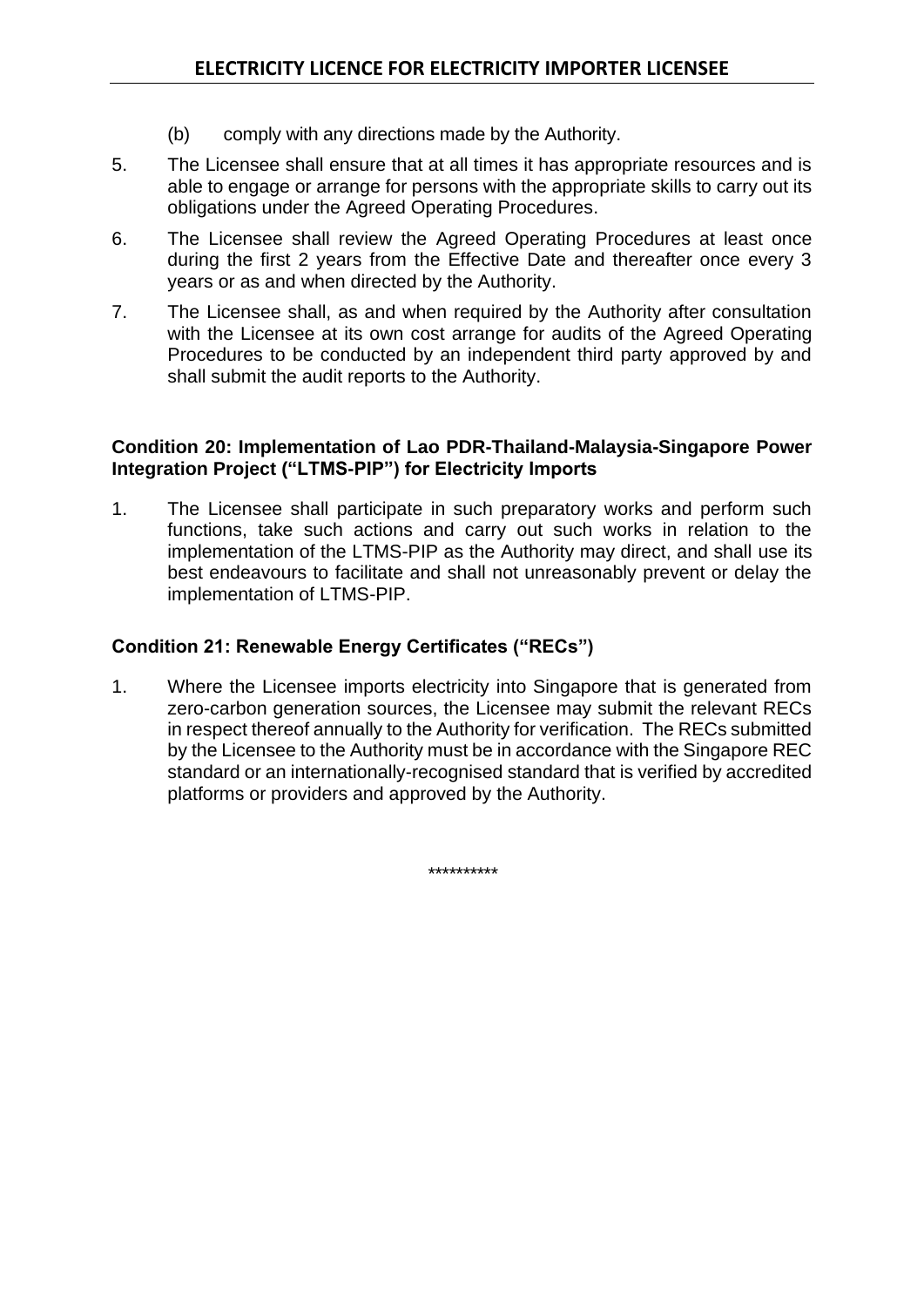(b) comply with any directions made by the Authority.

5. The Licensee shall ensure that at all times it has appropriate resources and is able to engage or arrange for persons with the appropriate skills to carry out its obligations under the Agreed Operating Procedures.

6. The Licensee shall review the Agreed Operating Procedures at least once during the first 2 years from the Effective Date and thereafter once every 3 years or as and when directed by the Authority.

7. The Licensee shall, as and when required by the Authority after consultation with the Licensee at its own cost arrange for audits of the Agreed Operating Procedures to be conducted by an independent third party approved by and shall submit the audit reports to the Authority.

**Condition 20: Implementation of Lao PDR-Thailand-Malaysia-Singapore Power Integration Project ("LTMS-PIP") for Electricity Imports**

1. The Licensee shall participate in such preparatory works and perform such functions, take such actions and carry out such works in relation to the implementation of the LTMS-PIP as the Authority may direct, and shall use its best endeavours to facilitate and shall not unreasonably prevent or delay the implementation of LTMS-PIP.

**Condition 21: Renewable Energy Certificates ("RECs")**

1. Where the Licensee imports electricity into Singapore that is generated from zero-carbon generation sources, the Licensee may submit the relevant RECs in respect thereof annually to the Authority for verification. The RECs submitted by the Licensee to the Authority must be in accordance with the Singapore REC standard or an internationally-recognised standard that is verified by accredited platforms or providers and approved by the Authority.

**********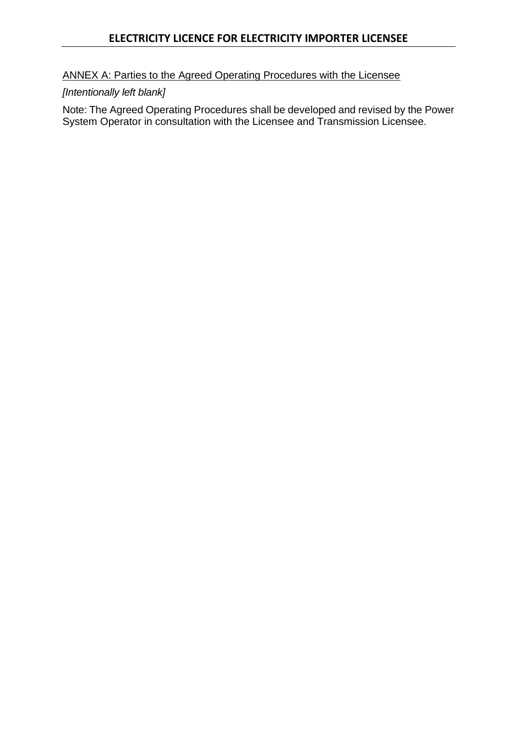ANNEX A: Parties to the Agreed Operating Procedures with the Licensee

*[Intentionally left blank]*

Note: The Agreed Operating Procedures shall be developed and revised by the Power System Operator in consultation with the Licensee and Transmission Licensee.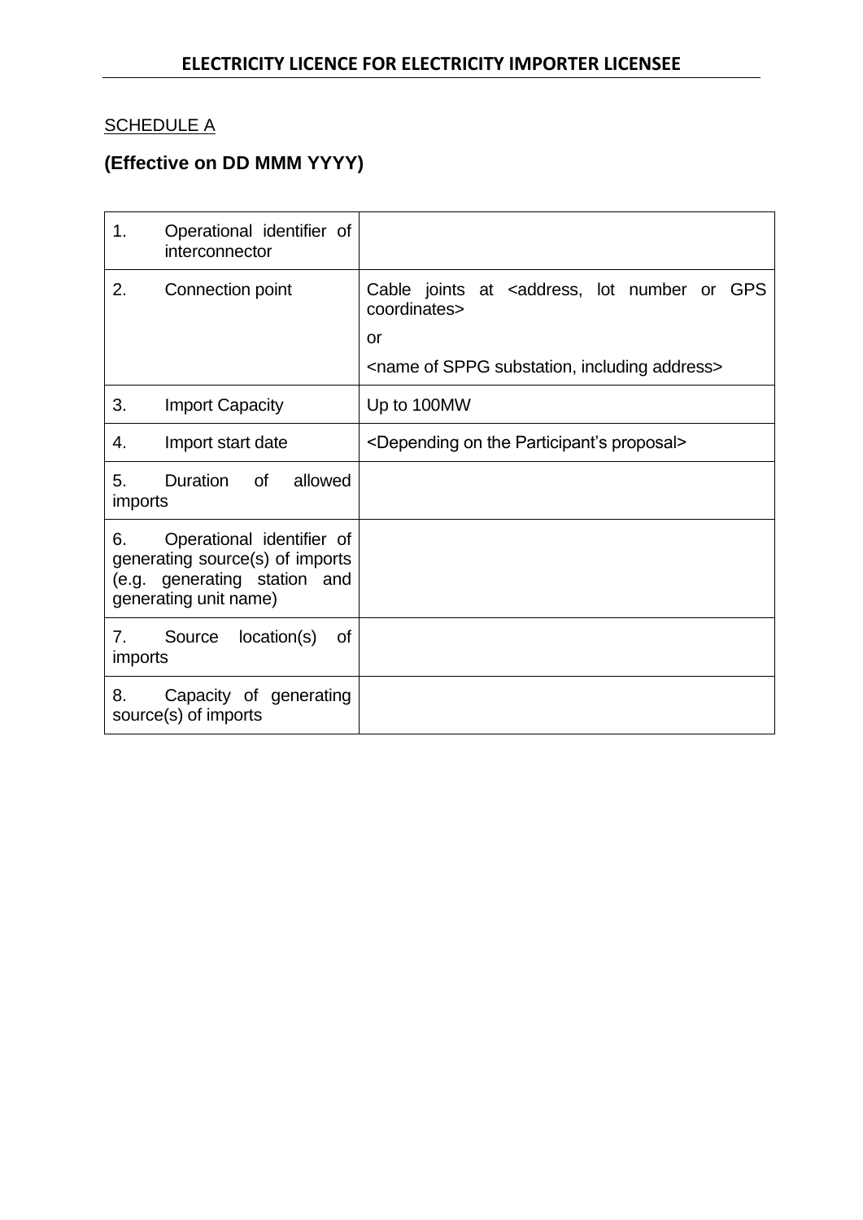SCHEDULE A

**(Effective on DD MMM YYYY)**

| | |
|---|---|
| 1. Operational identifier of interconnector | |
| 2. Connection point | Cable joints at <address, lot number or GPS coordinates><br>or<br><name of SPPG substation, including address> |
| 3. Import Capacity | Up to 100MW |
| 4. Import start date | <Depending on the Participant's proposal> |
| 5. Duration of allowed imports | |
| 6. Operational identifier of generating source(s) of imports (e.g. generating station and generating unit name) | |
| 7. Source location(s) of imports | |
| 8. Capacity of generating source(s) of imports | |